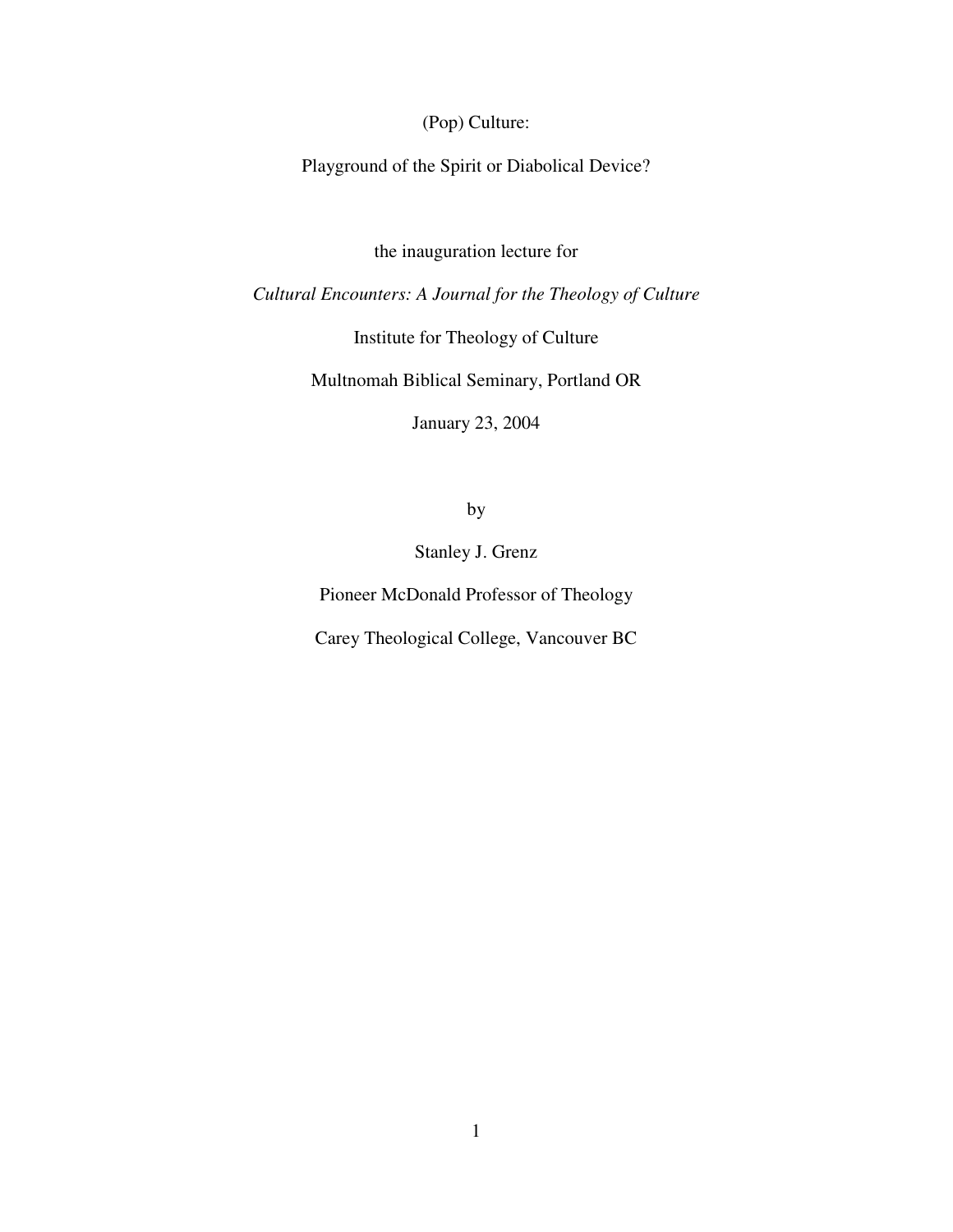# (Pop) Culture:

# Playground of the Spirit or Diabolical Device?

the inauguration lecture for

*Cultural Encounters: A Journal for the Theology of Culture*

Institute for Theology of Culture

Multnomah Biblical Seminary, Portland OR

January 23, 2004

by

Stanley J. Grenz

Pioneer McDonald Professor of Theology

Carey Theological College, Vancouver BC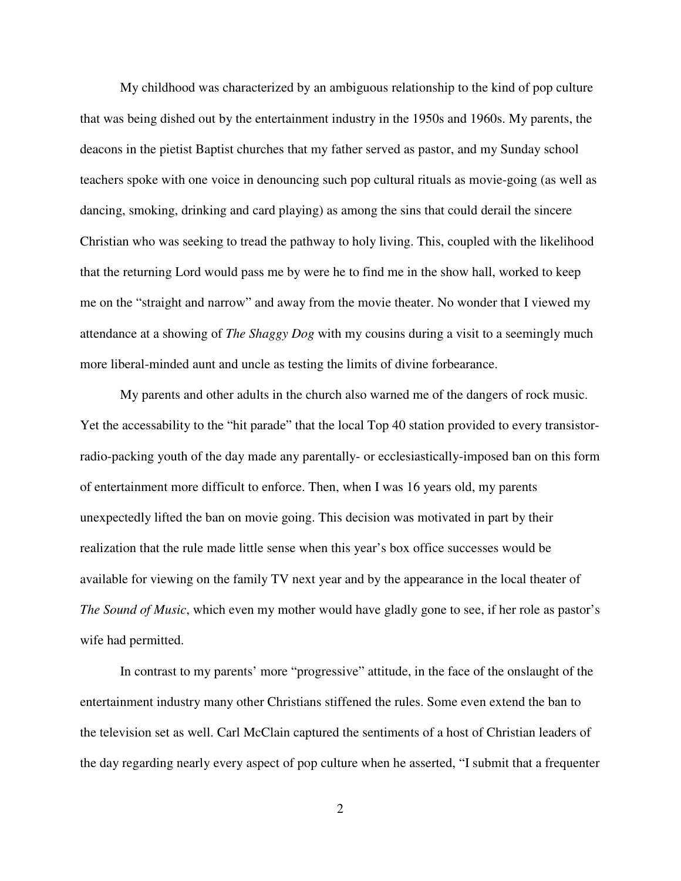My childhood was characterized by an ambiguous relationship to the kind of pop culture that was being dished out by the entertainment industry in the 1950s and 1960s. My parents, the deacons in the pietist Baptist churches that my father served as pastor, and my Sunday school teachers spoke with one voice in denouncing such pop cultural rituals as movie-going (as well as dancing, smoking, drinking and card playing) as among the sins that could derail the sincere Christian who was seeking to tread the pathway to holy living. This, coupled with the likelihood that the returning Lord would pass me by were he to find me in the show hall, worked to keep me on the "straight and narrow" and away from the movie theater. No wonder that I viewed my attendance at a showing of *The Shaggy Dog* with my cousins during a visit to a seemingly much more liberal-minded aunt and uncle as testing the limits of divine forbearance.

My parents and other adults in the church also warned me of the dangers of rock music. Yet the accessability to the "hit parade" that the local Top 40 station provided to every transistor-radio-packing youth of the day made any parentally- or ecclesiastically-imposed ban on this form of entertainment more difficult to enforce. Then, when I was 16 years old, my parents unexpectedly lifted the ban on movie going. This decision was motivated in part by their realization that the rule made little sense when this year's box office successes would be available for viewing on the family TV next year and by the appearance in the local theater of *The Sound of Music*, which even my mother would have gladly gone to see, if her role as pastor's wife had permitted.

In contrast to my parents' more "progressive" attitude, in the face of the onslaught of the entertainment industry many other Christians stiffened the rules. Some even extend the ban to the television set as well. Carl McClain captured the sentiments of a host of Christian leaders of the day regarding nearly every aspect of pop culture when he asserted, "I submit that a frequenter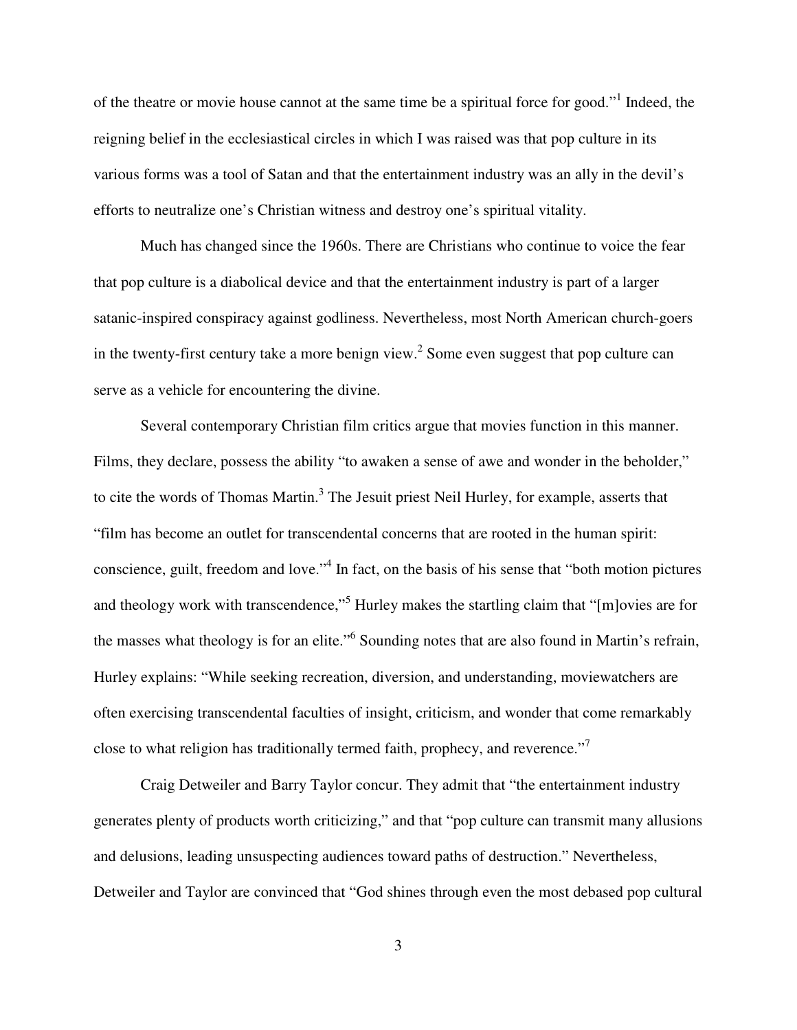of the theatre or movie house cannot at the same time be a spiritual force for good."[1] Indeed, the reigning belief in the ecclesiastical circles in which I was raised was that pop culture in its various forms was a tool of Satan and that the entertainment industry was an ally in the devil's efforts to neutralize one's Christian witness and destroy one's spiritual vitality.

Much has changed since the 1960s. There are Christians who continue to voice the fear that pop culture is a diabolical device and that the entertainment industry is part of a larger satanic-inspired conspiracy against godliness. Nevertheless, most North American church-goers in the twenty-first century take a more benign view.[2] Some even suggest that pop culture can serve as a vehicle for encountering the divine.

Several contemporary Christian film critics argue that movies function in this manner. Films, they declare, possess the ability "to awaken a sense of awe and wonder in the beholder," to cite the words of Thomas Martin.[3] The Jesuit priest Neil Hurley, for example, asserts that "film has become an outlet for transcendental concerns that are rooted in the human spirit: conscience, guilt, freedom and love."[4] In fact, on the basis of his sense that "both motion pictures and theology work with transcendence,"[5] Hurley makes the startling claim that "[m]ovies are for the masses what theology is for an elite."[6] Sounding notes that are also found in Martin's refrain, Hurley explains: "While seeking recreation, diversion, and understanding, moviewatchers are often exercising transcendental faculties of insight, criticism, and wonder that come remarkably close to what religion has traditionally termed faith, prophecy, and reverence."[7]

Craig Detweiler and Barry Taylor concur. They admit that "the entertainment industry generates plenty of products worth criticizing," and that "pop culture can transmit many allusions and delusions, leading unsuspecting audiences toward paths of destruction." Nevertheless, Detweiler and Taylor are convinced that "God shines through even the most debased pop cultural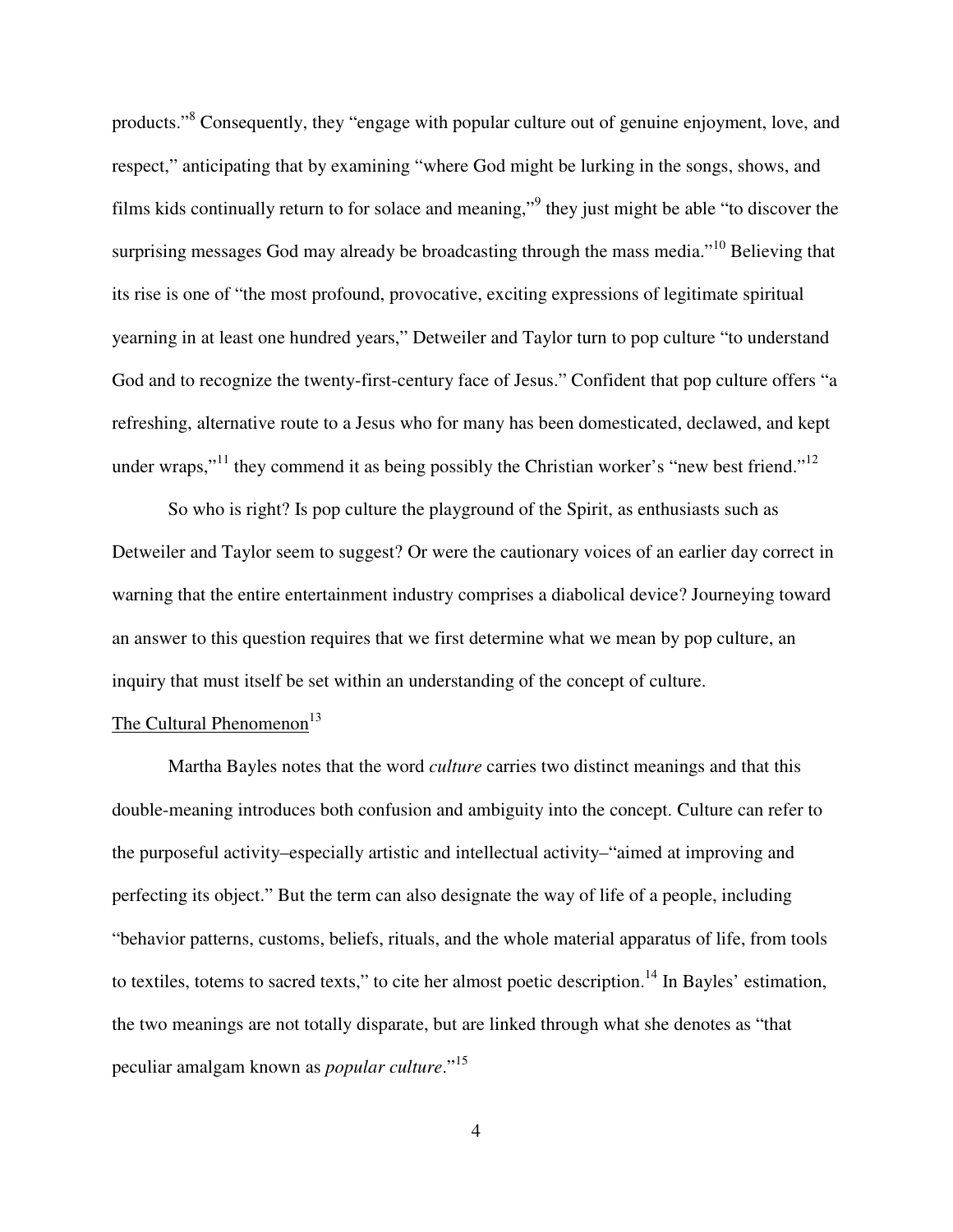products."[8] Consequently, they "engage with popular culture out of genuine enjoyment, love, and respect," anticipating that by examining "where God might be lurking in the songs, shows, and films kids continually return to for solace and meaning,"[9] they just might be able "to discover the surprising messages God may already be broadcasting through the mass media."[10] Believing that its rise is one of "the most profound, provocative, exciting expressions of legitimate spiritual yearning in at least one hundred years," Detweiler and Taylor turn to pop culture "to understand God and to recognize the twenty-first-century face of Jesus." Confident that pop culture offers "a refreshing, alternative route to a Jesus who for many has been domesticated, declawed, and kept under wraps,"[11] they commend it as being possibly the Christian worker's "new best friend."[12]

So who is right? Is pop culture the playground of the Spirit, as enthusiasts such as Detweiler and Taylor seem to suggest? Or were the cautionary voices of an earlier day correct in warning that the entire entertainment industry comprises a diabolical device? Journeying toward an answer to this question requires that we first determine what we mean by pop culture, an inquiry that must itself be set within an understanding of the concept of culture.

## The Cultural Phenomenon[13]

Martha Bayles notes that the word *culture* carries two distinct meanings and that this double-meaning introduces both confusion and ambiguity into the concept. Culture can refer to the purposeful activity–especially artistic and intellectual activity–"aimed at improving and perfecting its object." But the term can also designate the way of life of a people, including "behavior patterns, customs, beliefs, rituals, and the whole material apparatus of life, from tools to textiles, totems to sacred texts," to cite her almost poetic description.[14] In Bayles' estimation, the two meanings are not totally disparate, but are linked through what she denotes as "that peculiar amalgam known as *popular culture*."[15]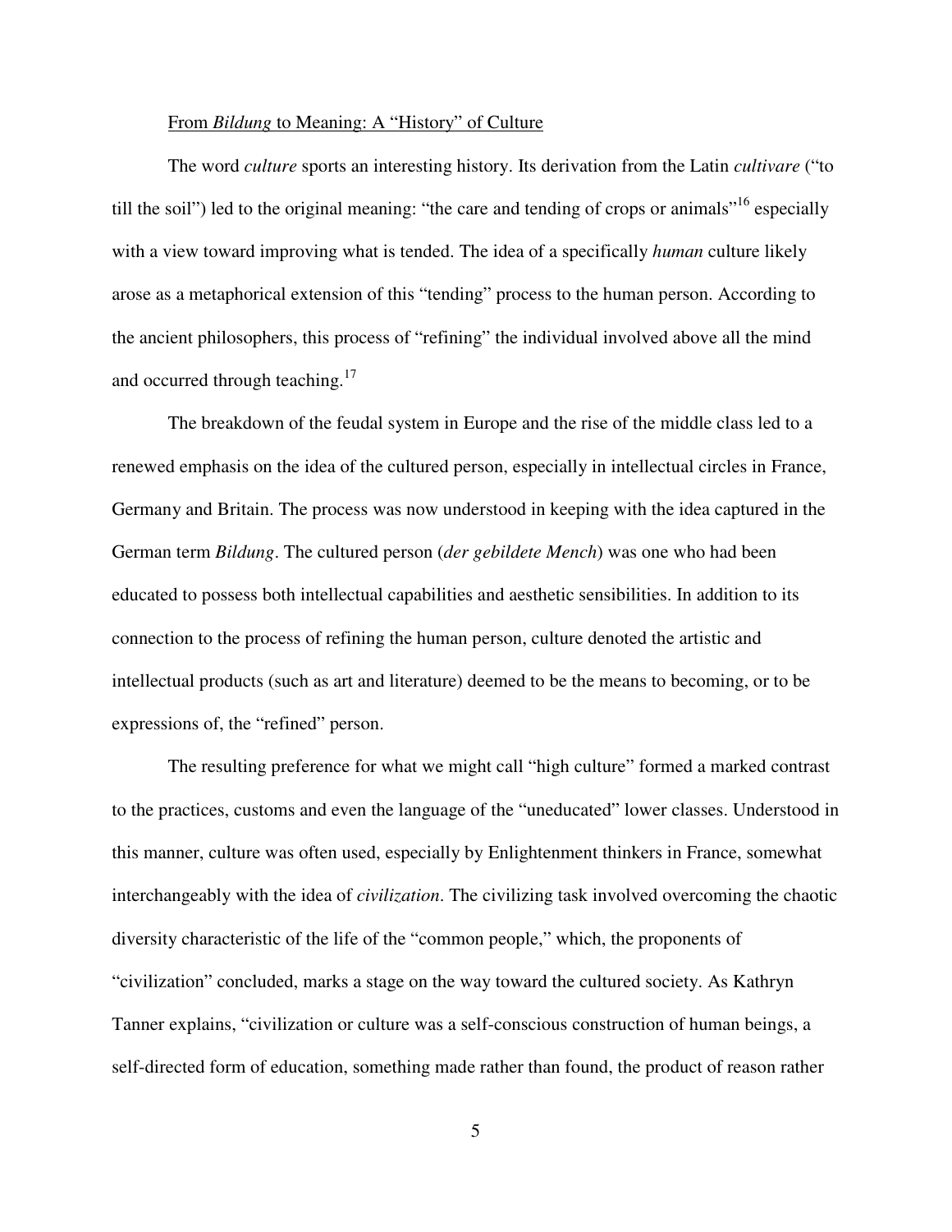From *Bildung* to Meaning: A "History" of Culture

The word *culture* sports an interesting history. Its derivation from the Latin *cultivare* ("to till the soil") led to the original meaning: "the care and tending of crops or animals"[16] especially with a view toward improving what is tended. The idea of a specifically *human* culture likely arose as a metaphorical extension of this "tending" process to the human person. According to the ancient philosophers, this process of "refining" the individual involved above all the mind and occurred through teaching.[17]

The breakdown of the feudal system in Europe and the rise of the middle class led to a renewed emphasis on the idea of the cultured person, especially in intellectual circles in France, Germany and Britain. The process was now understood in keeping with the idea captured in the German term *Bildung*. The cultured person (*der gebildete Mench*) was one who had been educated to possess both intellectual capabilities and aesthetic sensibilities. In addition to its connection to the process of refining the human person, culture denoted the artistic and intellectual products (such as art and literature) deemed to be the means to becoming, or to be expressions of, the "refined" person.

The resulting preference for what we might call "high culture" formed a marked contrast to the practices, customs and even the language of the "uneducated" lower classes. Understood in this manner, culture was often used, especially by Enlightenment thinkers in France, somewhat interchangeably with the idea of *civilization*. The civilizing task involved overcoming the chaotic diversity characteristic of the life of the "common people," which, the proponents of "civilization" concluded, marks a stage on the way toward the cultured society. As Kathryn Tanner explains, "civilization or culture was a self-conscious construction of human beings, a self-directed form of education, something made rather than found, the product of reason rather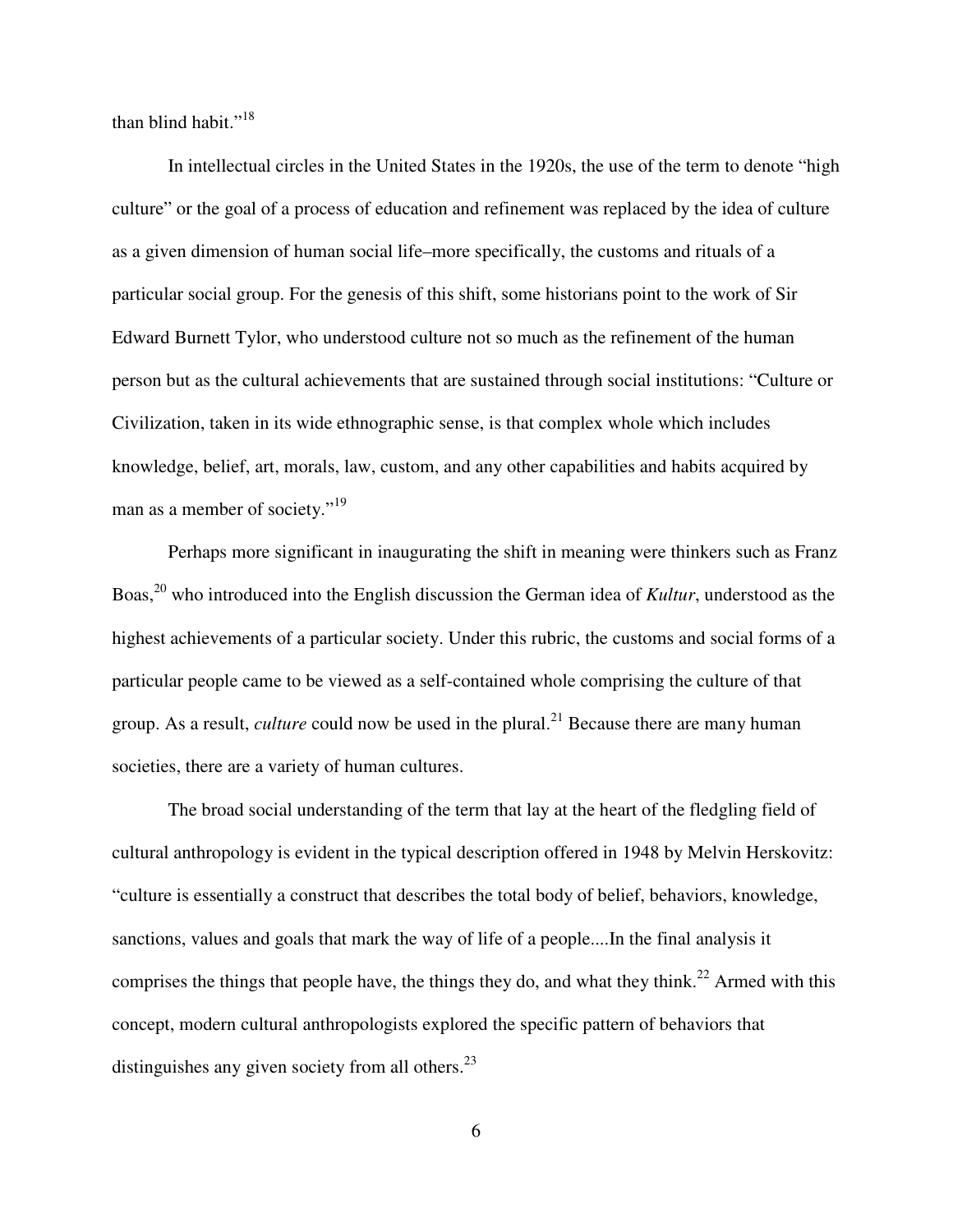than blind habit."[18]

In intellectual circles in the United States in the 1920s, the use of the term to denote "high culture" or the goal of a process of education and refinement was replaced by the idea of culture as a given dimension of human social life–more specifically, the customs and rituals of a particular social group. For the genesis of this shift, some historians point to the work of Sir Edward Burnett Tylor, who understood culture not so much as the refinement of the human person but as the cultural achievements that are sustained through social institutions: "Culture or Civilization, taken in its wide ethnographic sense, is that complex whole which includes knowledge, belief, art, morals, law, custom, and any other capabilities and habits acquired by man as a member of society."[19]

Perhaps more significant in inaugurating the shift in meaning were thinkers such as Franz Boas,[20] who introduced into the English discussion the German idea of *Kultur*, understood as the highest achievements of a particular society. Under this rubric, the customs and social forms of a particular people came to be viewed as a self-contained whole comprising the culture of that group. As a result, *culture* could now be used in the plural.[21] Because there are many human societies, there are a variety of human cultures.

The broad social understanding of the term that lay at the heart of the fledgling field of cultural anthropology is evident in the typical description offered in 1948 by Melvin Herskovitz: "culture is essentially a construct that describes the total body of belief, behaviors, knowledge, sanctions, values and goals that mark the way of life of a people....In the final analysis it comprises the things that people have, the things they do, and what they think.[22] Armed with this concept, modern cultural anthropologists explored the specific pattern of behaviors that distinguishes any given society from all others.[23]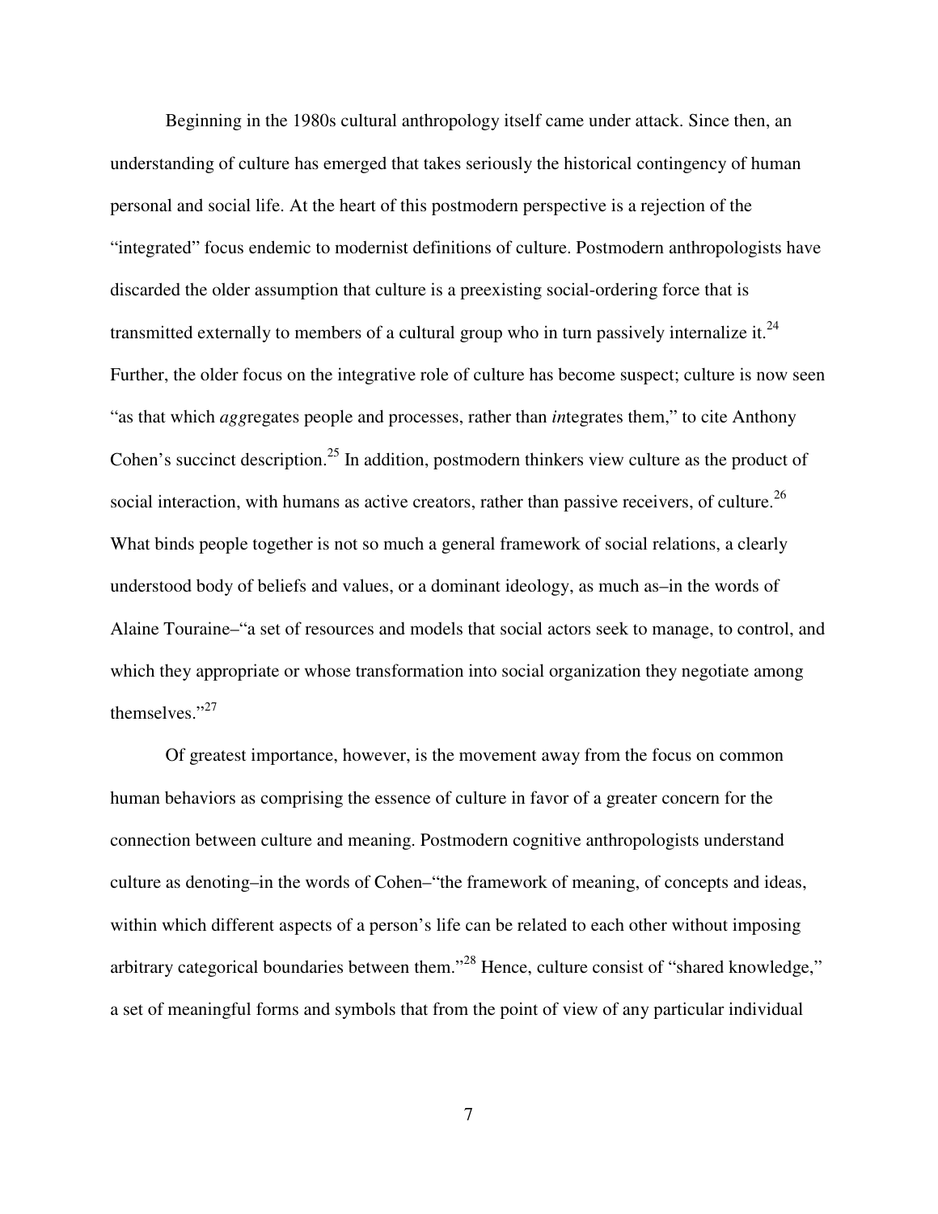Beginning in the 1980s cultural anthropology itself came under attack. Since then, an understanding of culture has emerged that takes seriously the historical contingency of human personal and social life. At the heart of this postmodern perspective is a rejection of the "integrated" focus endemic to modernist definitions of culture. Postmodern anthropologists have discarded the older assumption that culture is a preexisting social-ordering force that is transmitted externally to members of a cultural group who in turn passively internalize it.[24] Further, the older focus on the integrative role of culture has become suspect; culture is now seen "as that which *agg*regates people and processes, rather than *in*tegrates them," to cite Anthony Cohen's succinct description.[25] In addition, postmodern thinkers view culture as the product of social interaction, with humans as active creators, rather than passive receivers, of culture.[26] What binds people together is not so much a general framework of social relations, a clearly understood body of beliefs and values, or a dominant ideology, as much as–in the words of Alaine Touraine–"a set of resources and models that social actors seek to manage, to control, and which they appropriate or whose transformation into social organization they negotiate among themselves."[27]

Of greatest importance, however, is the movement away from the focus on common human behaviors as comprising the essence of culture in favor of a greater concern for the connection between culture and meaning. Postmodern cognitive anthropologists understand culture as denoting–in the words of Cohen–"the framework of meaning, of concepts and ideas, within which different aspects of a person's life can be related to each other without imposing arbitrary categorical boundaries between them."[28] Hence, culture consist of "shared knowledge," a set of meaningful forms and symbols that from the point of view of any particular individual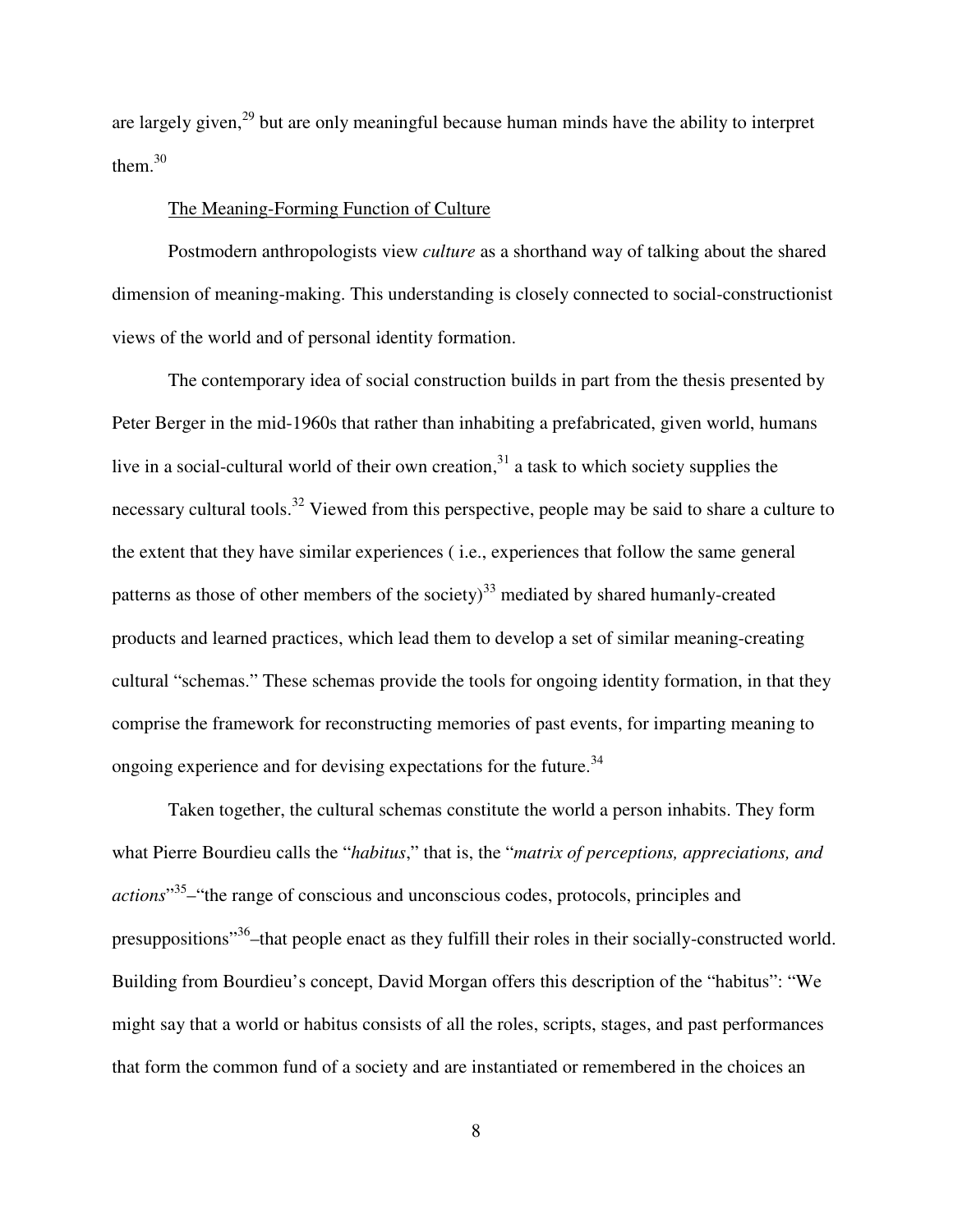are largely given,[29] but are only meaningful because human minds have the ability to interpret them.[30]

## The Meaning-Forming Function of Culture

Postmodern anthropologists view *culture* as a shorthand way of talking about the shared dimension of meaning-making. This understanding is closely connected to social-constructionist views of the world and of personal identity formation.

The contemporary idea of social construction builds in part from the thesis presented by Peter Berger in the mid-1960s that rather than inhabiting a prefabricated, given world, humans live in a social-cultural world of their own creation,[31] a task to which society supplies the necessary cultural tools.[32] Viewed from this perspective, people may be said to share a culture to the extent that they have similar experiences ( i.e., experiences that follow the same general patterns as those of other members of the society)[33] mediated by shared humanly-created products and learned practices, which lead them to develop a set of similar meaning-creating cultural "schemas." These schemas provide the tools for ongoing identity formation, in that they comprise the framework for reconstructing memories of past events, for imparting meaning to ongoing experience and for devising expectations for the future.[34]

Taken together, the cultural schemas constitute the world a person inhabits. They form what Pierre Bourdieu calls the "*habitus*," that is, the "*matrix of perceptions, appreciations, and actions*"[35]–"the range of conscious and unconscious codes, protocols, principles and presuppositions"[36]–that people enact as they fulfill their roles in their socially-constructed world. Building from Bourdieu's concept, David Morgan offers this description of the "habitus": "We might say that a world or habitus consists of all the roles, scripts, stages, and past performances that form the common fund of a society and are instantiated or remembered in the choices an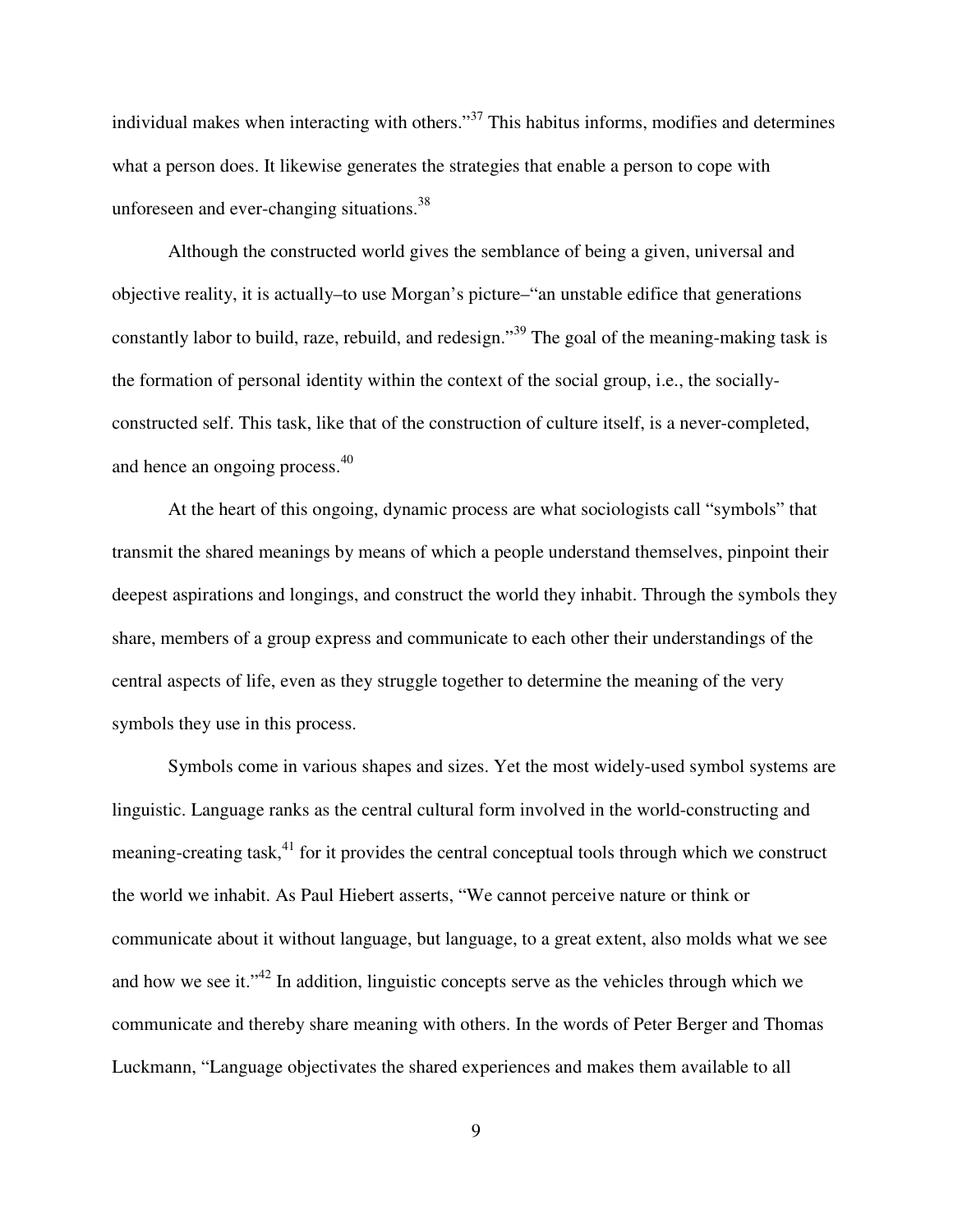individual makes when interacting with others."[37] This habitus informs, modifies and determines what a person does. It likewise generates the strategies that enable a person to cope with unforeseen and ever-changing situations.[38]

Although the constructed world gives the semblance of being a given, universal and objective reality, it is actually–to use Morgan's picture–"an unstable edifice that generations constantly labor to build, raze, rebuild, and redesign."[39] The goal of the meaning-making task is the formation of personal identity within the context of the social group, i.e., the socially-constructed self. This task, like that of the construction of culture itself, is a never-completed, and hence an ongoing process.[40]

At the heart of this ongoing, dynamic process are what sociologists call "symbols" that transmit the shared meanings by means of which a people understand themselves, pinpoint their deepest aspirations and longings, and construct the world they inhabit. Through the symbols they share, members of a group express and communicate to each other their understandings of the central aspects of life, even as they struggle together to determine the meaning of the very symbols they use in this process.

Symbols come in various shapes and sizes. Yet the most widely-used symbol systems are linguistic. Language ranks as the central cultural form involved in the world-constructing and meaning-creating task,[41] for it provides the central conceptual tools through which we construct the world we inhabit. As Paul Hiebert asserts, "We cannot perceive nature or think or communicate about it without language, but language, to a great extent, also molds what we see and how we see it."[42] In addition, linguistic concepts serve as the vehicles through which we communicate and thereby share meaning with others. In the words of Peter Berger and Thomas Luckmann, "Language objectivates the shared experiences and makes them available to all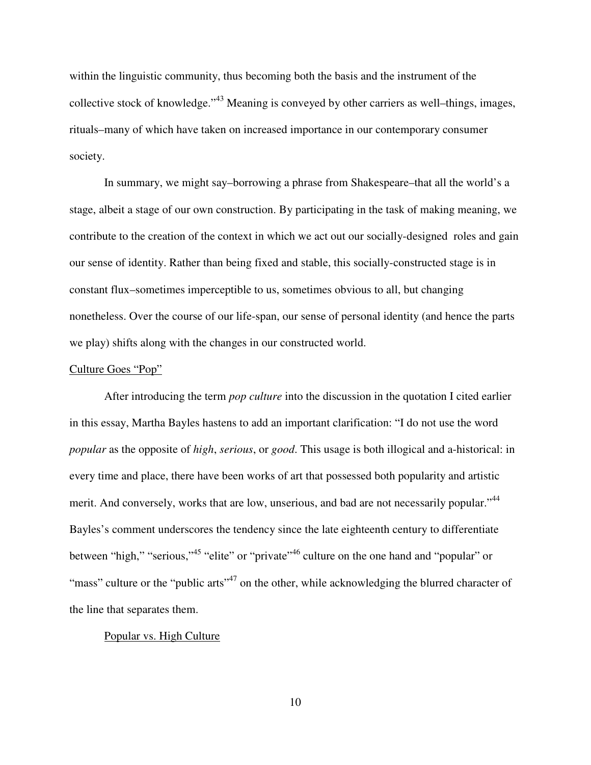within the linguistic community, thus becoming both the basis and the instrument of the collective stock of knowledge."[43] Meaning is conveyed by other carriers as well–things, images, rituals–many of which have taken on increased importance in our contemporary consumer society.

In summary, we might say–borrowing a phrase from Shakespeare–that all the world's a stage, albeit a stage of our own construction. By participating in the task of making meaning, we contribute to the creation of the context in which we act out our socially-designed roles and gain our sense of identity. Rather than being fixed and stable, this socially-constructed stage is in constant flux–sometimes imperceptible to us, sometimes obvious to all, but changing nonetheless. Over the course of our life-span, our sense of personal identity (and hence the parts we play) shifts along with the changes in our constructed world.

## Culture Goes "Pop"

After introducing the term *pop culture* into the discussion in the quotation I cited earlier in this essay, Martha Bayles hastens to add an important clarification: "I do not use the word *popular* as the opposite of *high*, *serious*, or *good*. This usage is both illogical and a-historical: in every time and place, there have been works of art that possessed both popularity and artistic merit. And conversely, works that are low, unserious, and bad are not necessarily popular."[44] Bayles's comment underscores the tendency since the late eighteenth century to differentiate between "high," "serious,"[45] "elite" or "private"[46] culture on the one hand and "popular" or "mass" culture or the "public arts"[47] on the other, while acknowledging the blurred character of the line that separates them.

### Popular vs. High Culture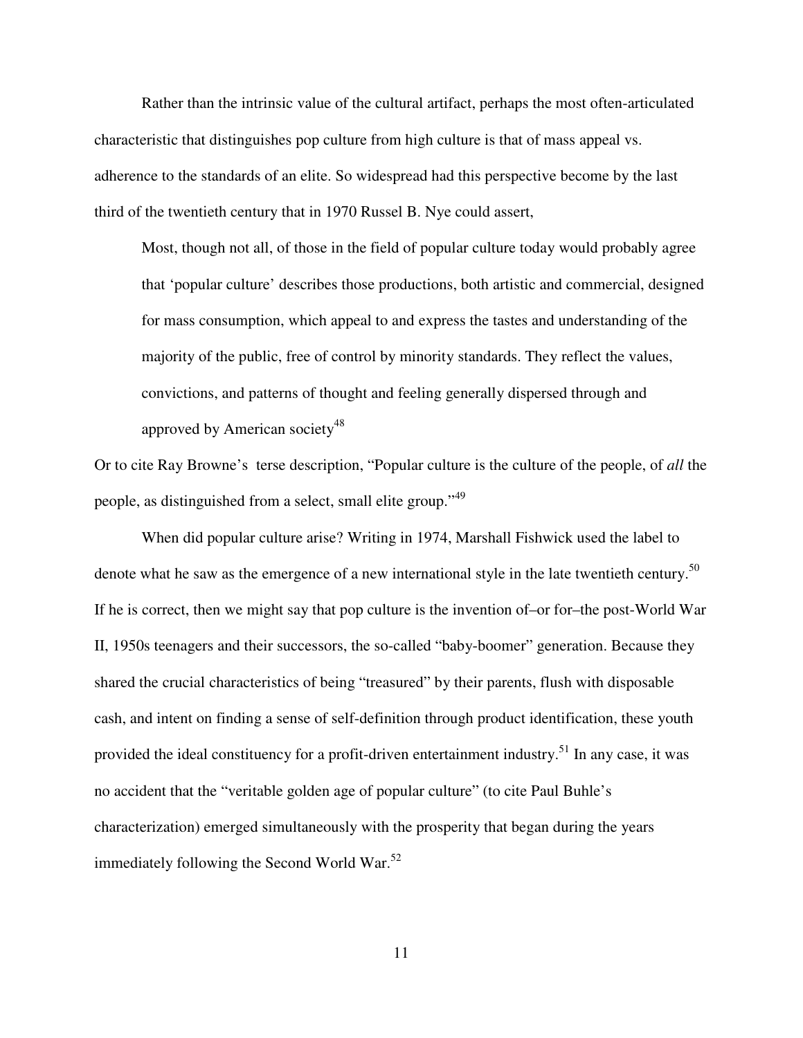Rather than the intrinsic value of the cultural artifact, perhaps the most often-articulated characteristic that distinguishes pop culture from high culture is that of mass appeal vs. adherence to the standards of an elite. So widespread had this perspective become by the last third of the twentieth century that in 1970 Russel B. Nye could assert,

> Most, though not all, of those in the field of popular culture today would probably agree that 'popular culture' describes those productions, both artistic and commercial, designed for mass consumption, which appeal to and express the tastes and understanding of the majority of the public, free of control by minority standards. They reflect the values, convictions, and patterns of thought and feeling generally dispersed through and approved by American society[48]

Or to cite Ray Browne's terse description, "Popular culture is the culture of the people, of *all* the people, as distinguished from a select, small elite group."[49]

When did popular culture arise? Writing in 1974, Marshall Fishwick used the label to denote what he saw as the emergence of a new international style in the late twentieth century.[50] If he is correct, then we might say that pop culture is the invention of–or for–the post-World War II, 1950s teenagers and their successors, the so-called "baby-boomer" generation. Because they shared the crucial characteristics of being "treasured" by their parents, flush with disposable cash, and intent on finding a sense of self-definition through product identification, these youth provided the ideal constituency for a profit-driven entertainment industry.[51] In any case, it was no accident that the "veritable golden age of popular culture" (to cite Paul Buhle's characterization) emerged simultaneously with the prosperity that began during the years immediately following the Second World War.[52]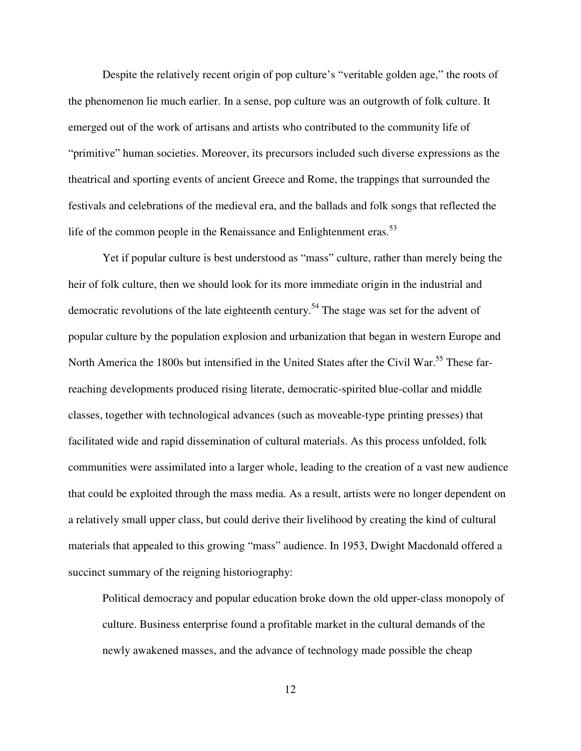Despite the relatively recent origin of pop culture's "veritable golden age," the roots of the phenomenon lie much earlier. In a sense, pop culture was an outgrowth of folk culture. It emerged out of the work of artisans and artists who contributed to the community life of "primitive" human societies. Moreover, its precursors included such diverse expressions as the theatrical and sporting events of ancient Greece and Rome, the trappings that surrounded the festivals and celebrations of the medieval era, and the ballads and folk songs that reflected the life of the common people in the Renaissance and Enlightenment eras.[53]

Yet if popular culture is best understood as "mass" culture, rather than merely being the heir of folk culture, then we should look for its more immediate origin in the industrial and democratic revolutions of the late eighteenth century.[54] The stage was set for the advent of popular culture by the population explosion and urbanization that began in western Europe and North America the 1800s but intensified in the United States after the Civil War.[55] These far-reaching developments produced rising literate, democratic-spirited blue-collar and middle classes, together with technological advances (such as moveable-type printing presses) that facilitated wide and rapid dissemination of cultural materials. As this process unfolded, folk communities were assimilated into a larger whole, leading to the creation of a vast new audience that could be exploited through the mass media. As a result, artists were no longer dependent on a relatively small upper class, but could derive their livelihood by creating the kind of cultural materials that appealed to this growing "mass" audience. In 1953, Dwight Macdonald offered a succinct summary of the reigning historiography:

> Political democracy and popular education broke down the old upper-class monopoly of culture. Business enterprise found a profitable market in the cultural demands of the newly awakened masses, and the advance of technology made possible the cheap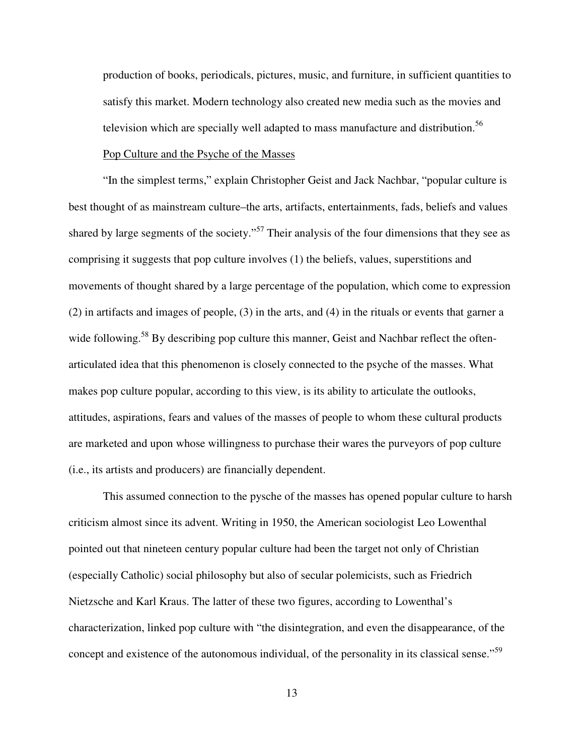production of books, periodicals, pictures, music, and furniture, in sufficient quantities to satisfy this market. Modern technology also created new media such as the movies and television which are specially well adapted to mass manufacture and distribution.[56]

Pop Culture and the Psyche of the Masses

"In the simplest terms," explain Christopher Geist and Jack Nachbar, "popular culture is best thought of as mainstream culture–the arts, artifacts, entertainments, fads, beliefs and values shared by large segments of the society."[57] Their analysis of the four dimensions that they see as comprising it suggests that pop culture involves (1) the beliefs, values, superstitions and movements of thought shared by a large percentage of the population, which come to expression (2) in artifacts and images of people, (3) in the arts, and (4) in the rituals or events that garner a wide following.[58] By describing pop culture this manner, Geist and Nachbar reflect the often-articulated idea that this phenomenon is closely connected to the psyche of the masses. What makes pop culture popular, according to this view, is its ability to articulate the outlooks, attitudes, aspirations, fears and values of the masses of people to whom these cultural products are marketed and upon whose willingness to purchase their wares the purveyors of pop culture (i.e., its artists and producers) are financially dependent.

This assumed connection to the pysche of the masses has opened popular culture to harsh criticism almost since its advent. Writing in 1950, the American sociologist Leo Lowenthal pointed out that nineteen century popular culture had been the target not only of Christian (especially Catholic) social philosophy but also of secular polemicists, such as Friedrich Nietzsche and Karl Kraus. The latter of these two figures, according to Lowenthal's characterization, linked pop culture with "the disintegration, and even the disappearance, of the concept and existence of the autonomous individual, of the personality in its classical sense."[59]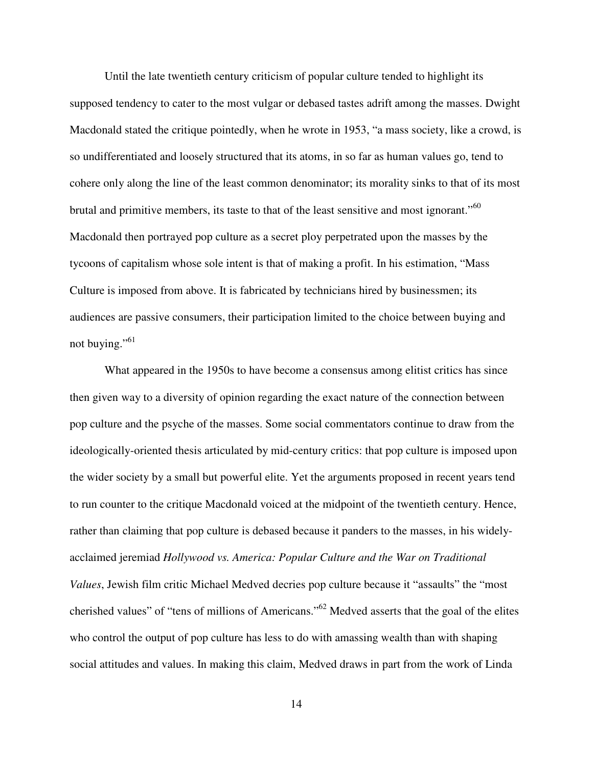Until the late twentieth century criticism of popular culture tended to highlight its supposed tendency to cater to the most vulgar or debased tastes adrift among the masses. Dwight Macdonald stated the critique pointedly, when he wrote in 1953, "a mass society, like a crowd, is so undifferentiated and loosely structured that its atoms, in so far as human values go, tend to cohere only along the line of the least common denominator; its morality sinks to that of its most brutal and primitive members, its taste to that of the least sensitive and most ignorant."[60] Macdonald then portrayed pop culture as a secret ploy perpetrated upon the masses by the tycoons of capitalism whose sole intent is that of making a profit. In his estimation, "Mass Culture is imposed from above. It is fabricated by technicians hired by businessmen; its audiences are passive consumers, their participation limited to the choice between buying and not buying."[61]

What appeared in the 1950s to have become a consensus among elitist critics has since then given way to a diversity of opinion regarding the exact nature of the connection between pop culture and the psyche of the masses. Some social commentators continue to draw from the ideologically-oriented thesis articulated by mid-century critics: that pop culture is imposed upon the wider society by a small but powerful elite. Yet the arguments proposed in recent years tend to run counter to the critique Macdonald voiced at the midpoint of the twentieth century. Hence, rather than claiming that pop culture is debased because it panders to the masses, in his widely-acclaimed jeremiad *Hollywood vs. America: Popular Culture and the War on Traditional Values*, Jewish film critic Michael Medved decries pop culture because it "assaults" the "most cherished values" of "tens of millions of Americans."[62] Medved asserts that the goal of the elites who control the output of pop culture has less to do with amassing wealth than with shaping social attitudes and values. In making this claim, Medved draws in part from the work of Linda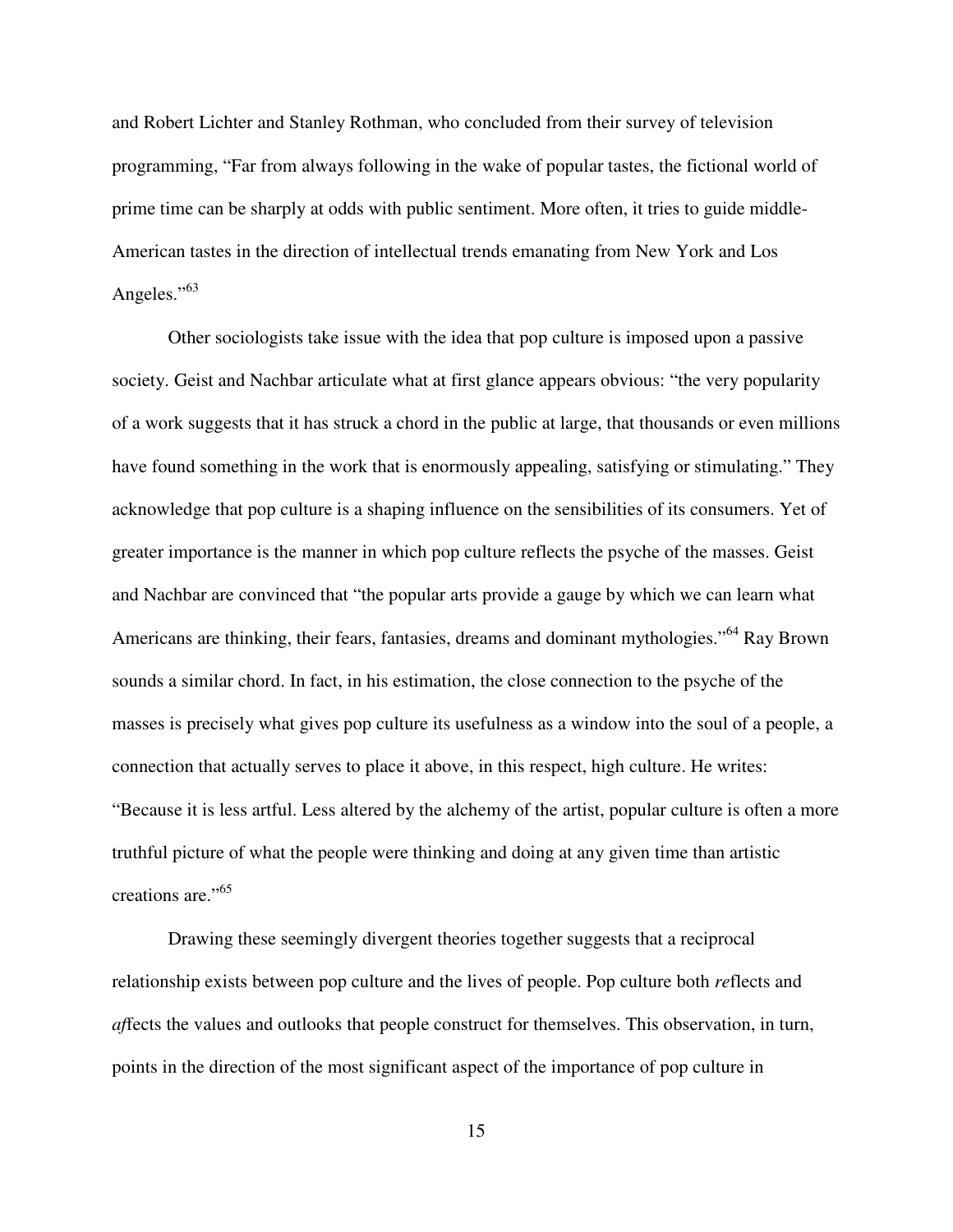and Robert Lichter and Stanley Rothman, who concluded from their survey of television programming, "Far from always following in the wake of popular tastes, the fictional world of prime time can be sharply at odds with public sentiment. More often, it tries to guide middle-American tastes in the direction of intellectual trends emanating from New York and Los Angeles."[63]

Other sociologists take issue with the idea that pop culture is imposed upon a passive society. Geist and Nachbar articulate what at first glance appears obvious: "the very popularity of a work suggests that it has struck a chord in the public at large, that thousands or even millions have found something in the work that is enormously appealing, satisfying or stimulating." They acknowledge that pop culture is a shaping influence on the sensibilities of its consumers. Yet of greater importance is the manner in which pop culture reflects the psyche of the masses. Geist and Nachbar are convinced that "the popular arts provide a gauge by which we can learn what Americans are thinking, their fears, fantasies, dreams and dominant mythologies."[64] Ray Brown sounds a similar chord. In fact, in his estimation, the close connection to the psyche of the masses is precisely what gives pop culture its usefulness as a window into the soul of a people, a connection that actually serves to place it above, in this respect, high culture. He writes: "Because it is less artful. Less altered by the alchemy of the artist, popular culture is often a more truthful picture of what the people were thinking and doing at any given time than artistic creations are."[65]

Drawing these seemingly divergent theories together suggests that a reciprocal relationship exists between pop culture and the lives of people. Pop culture both *re*flects and *af*fects the values and outlooks that people construct for themselves. This observation, in turn, points in the direction of the most significant aspect of the importance of pop culture in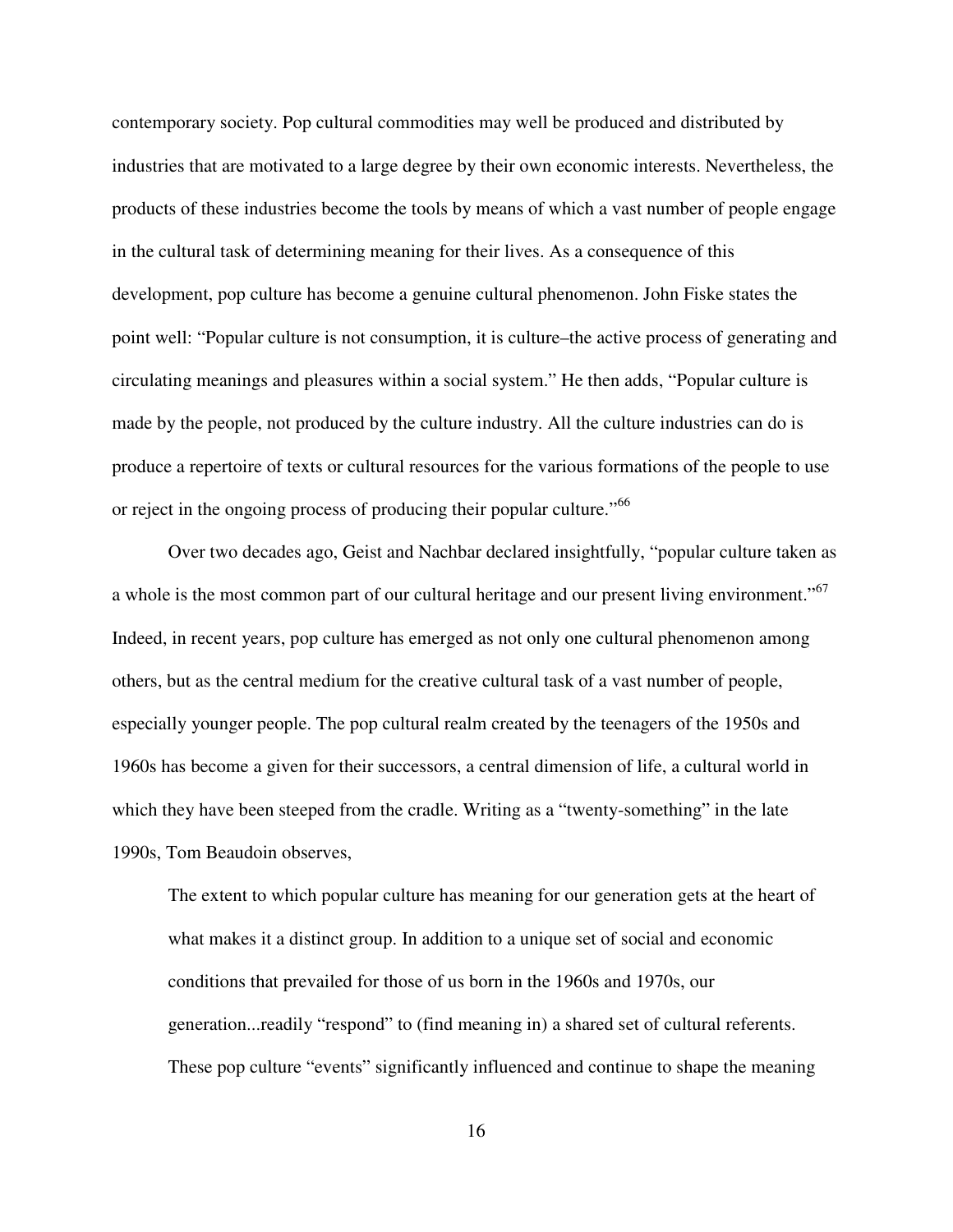contemporary society. Pop cultural commodities may well be produced and distributed by industries that are motivated to a large degree by their own economic interests. Nevertheless, the products of these industries become the tools by means of which a vast number of people engage in the cultural task of determining meaning for their lives. As a consequence of this development, pop culture has become a genuine cultural phenomenon. John Fiske states the point well: "Popular culture is not consumption, it is culture–the active process of generating and circulating meanings and pleasures within a social system." He then adds, "Popular culture is made by the people, not produced by the culture industry. All the culture industries can do is produce a repertoire of texts or cultural resources for the various formations of the people to use or reject in the ongoing process of producing their popular culture."[66]

Over two decades ago, Geist and Nachbar declared insightfully, "popular culture taken as a whole is the most common part of our cultural heritage and our present living environment."[67] Indeed, in recent years, pop culture has emerged as not only one cultural phenomenon among others, but as the central medium for the creative cultural task of a vast number of people, especially younger people. The pop cultural realm created by the teenagers of the 1950s and 1960s has become a given for their successors, a central dimension of life, a cultural world in which they have been steeped from the cradle. Writing as a "twenty-something" in the late 1990s, Tom Beaudoin observes,

> The extent to which popular culture has meaning for our generation gets at the heart of what makes it a distinct group. In addition to a unique set of social and economic conditions that prevailed for those of us born in the 1960s and 1970s, our generation...readily "respond" to (find meaning in) a shared set of cultural referents. These pop culture "events" significantly influenced and continue to shape the meaning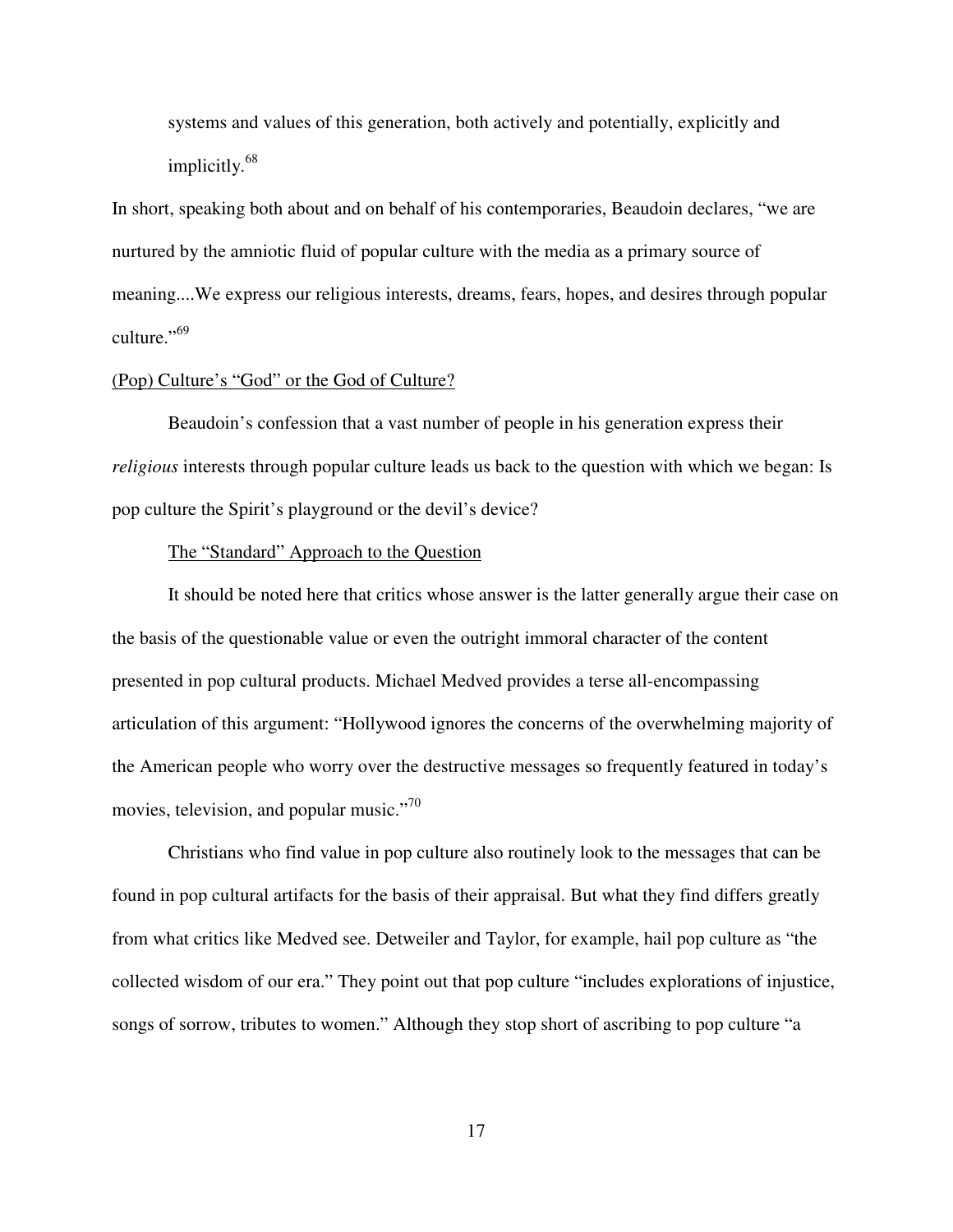systems and values of this generation, both actively and potentially, explicitly and implicitly.[68]

In short, speaking both about and on behalf of his contemporaries, Beaudoin declares, "we are nurtured by the amniotic fluid of popular culture with the media as a primary source of meaning....We express our religious interests, dreams, fears, hopes, and desires through popular culture."[69]

## (Pop) Culture's "God" or the God of Culture?

Beaudoin's confession that a vast number of people in his generation express their *religious* interests through popular culture leads us back to the question with which we began: Is pop culture the Spirit's playground or the devil's device?

### The "Standard" Approach to the Question

It should be noted here that critics whose answer is the latter generally argue their case on the basis of the questionable value or even the outright immoral character of the content presented in pop cultural products. Michael Medved provides a terse all-encompassing articulation of this argument: "Hollywood ignores the concerns of the overwhelming majority of the American people who worry over the destructive messages so frequently featured in today's movies, television, and popular music."[70]

Christians who find value in pop culture also routinely look to the messages that can be found in pop cultural artifacts for the basis of their appraisal. But what they find differs greatly from what critics like Medved see. Detweiler and Taylor, for example, hail pop culture as "the collected wisdom of our era." They point out that pop culture "includes explorations of injustice, songs of sorrow, tributes to women." Although they stop short of ascribing to pop culture "a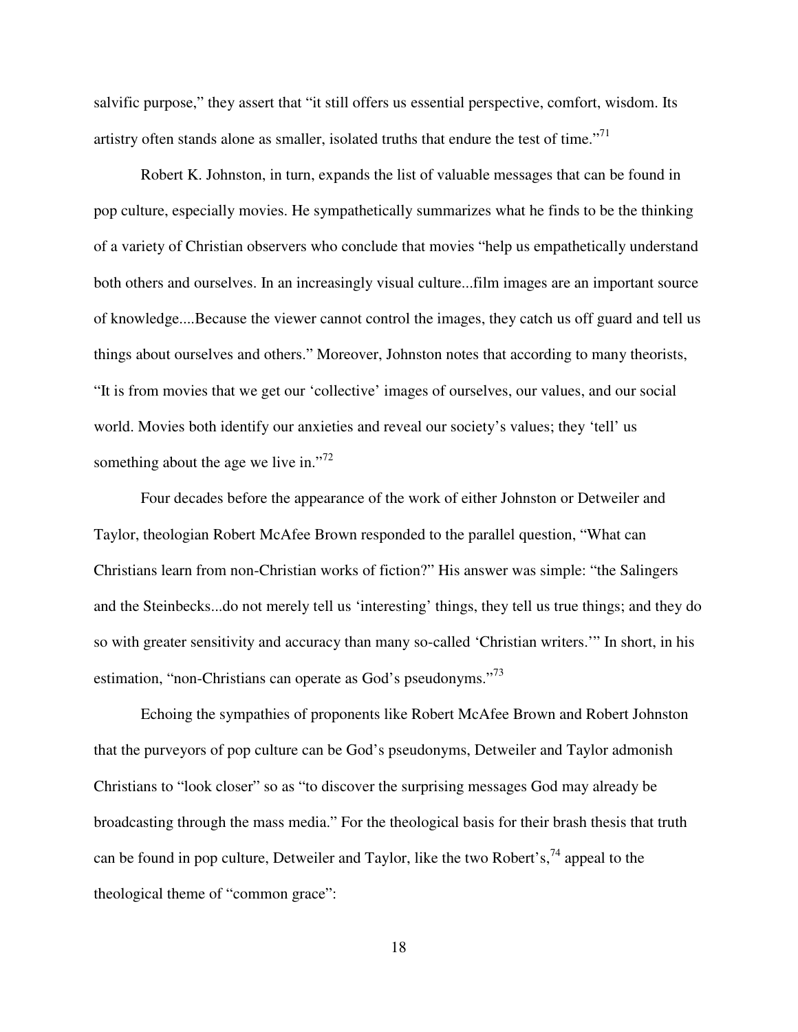salvific purpose," they assert that "it still offers us essential perspective, comfort, wisdom. Its artistry often stands alone as smaller, isolated truths that endure the test of time."[71]

Robert K. Johnston, in turn, expands the list of valuable messages that can be found in pop culture, especially movies. He sympathetically summarizes what he finds to be the thinking of a variety of Christian observers who conclude that movies "help us empathetically understand both others and ourselves. In an increasingly visual culture...film images are an important source of knowledge....Because the viewer cannot control the images, they catch us off guard and tell us things about ourselves and others." Moreover, Johnston notes that according to many theorists, "It is from movies that we get our 'collective' images of ourselves, our values, and our social world. Movies both identify our anxieties and reveal our society's values; they 'tell' us something about the age we live in."[72]

Four decades before the appearance of the work of either Johnston or Detweiler and Taylor, theologian Robert McAfee Brown responded to the parallel question, "What can Christians learn from non-Christian works of fiction?" His answer was simple: "the Salingers and the Steinbecks...do not merely tell us 'interesting' things, they tell us true things; and they do so with greater sensitivity and accuracy than many so-called 'Christian writers.'" In short, in his estimation, "non-Christians can operate as God's pseudonyms."[73]

Echoing the sympathies of proponents like Robert McAfee Brown and Robert Johnston that the purveyors of pop culture can be God's pseudonyms, Detweiler and Taylor admonish Christians to "look closer" so as "to discover the surprising messages God may already be broadcasting through the mass media." For the theological basis for their brash thesis that truth can be found in pop culture, Detweiler and Taylor, like the two Robert's,[74] appeal to the theological theme of "common grace":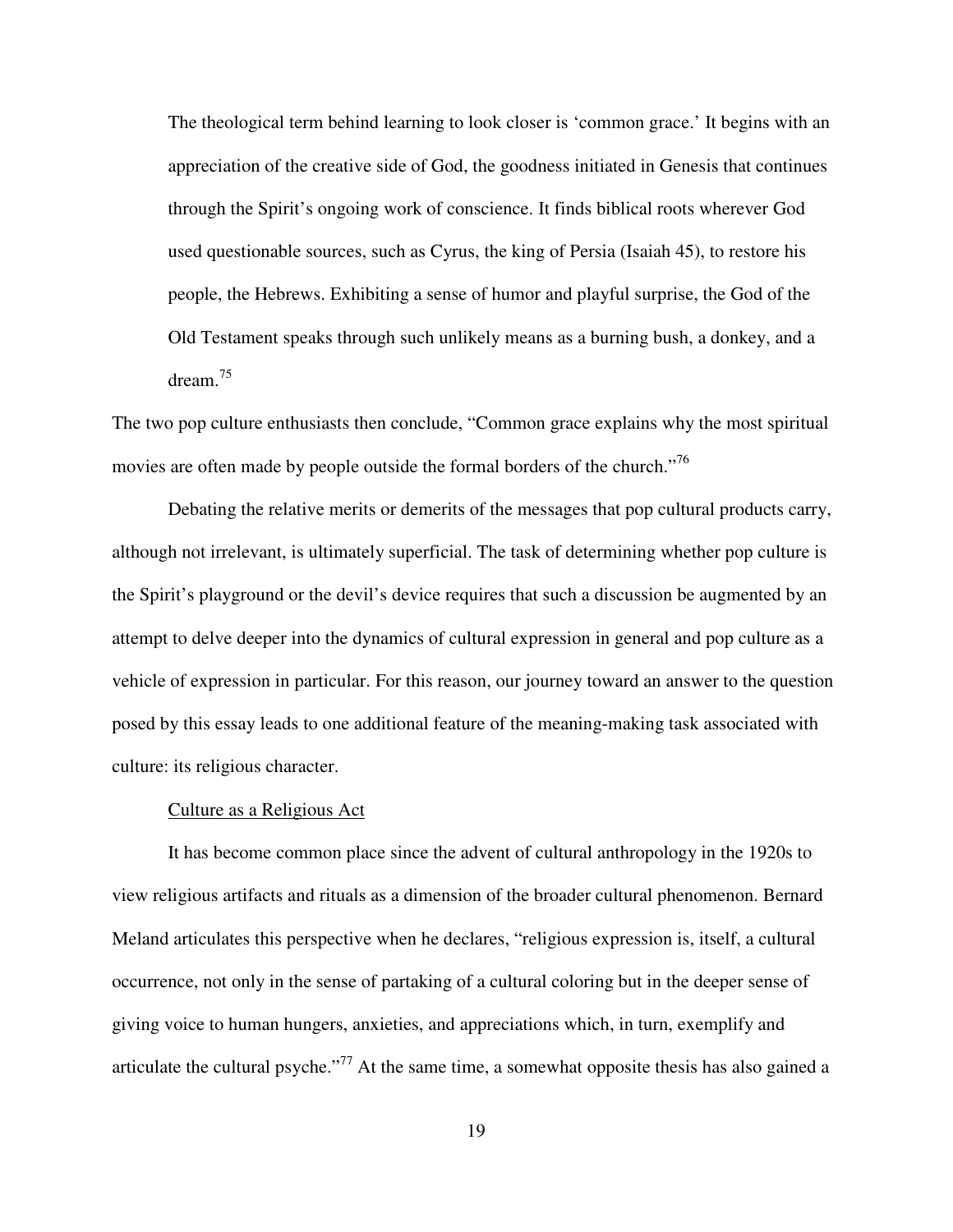> The theological term behind learning to look closer is 'common grace.' It begins with an appreciation of the creative side of God, the goodness initiated in Genesis that continues through the Spirit's ongoing work of conscience. It finds biblical roots wherever God used questionable sources, such as Cyrus, the king of Persia (Isaiah 45), to restore his people, the Hebrews. Exhibiting a sense of humor and playful surprise, the God of the Old Testament speaks through such unlikely means as a burning bush, a donkey, and a dream.[75]

The two pop culture enthusiasts then conclude, "Common grace explains why the most spiritual movies are often made by people outside the formal borders of the church."[76]

Debating the relative merits or demerits of the messages that pop cultural products carry, although not irrelevant, is ultimately superficial. The task of determining whether pop culture is the Spirit's playground or the devil's device requires that such a discussion be augmented by an attempt to delve deeper into the dynamics of cultural expression in general and pop culture as a vehicle of expression in particular. For this reason, our journey toward an answer to the question posed by this essay leads to one additional feature of the meaning-making task associated with culture: its religious character.

<u>Culture as a Religious Act</u>

It has become common place since the advent of cultural anthropology in the 1920s to view religious artifacts and rituals as a dimension of the broader cultural phenomenon. Bernard Meland articulates this perspective when he declares, "religious expression is, itself, a cultural occurrence, not only in the sense of partaking of a cultural coloring but in the deeper sense of giving voice to human hungers, anxieties, and appreciations which, in turn, exemplify and articulate the cultural psyche."[77] At the same time, a somewhat opposite thesis has also gained a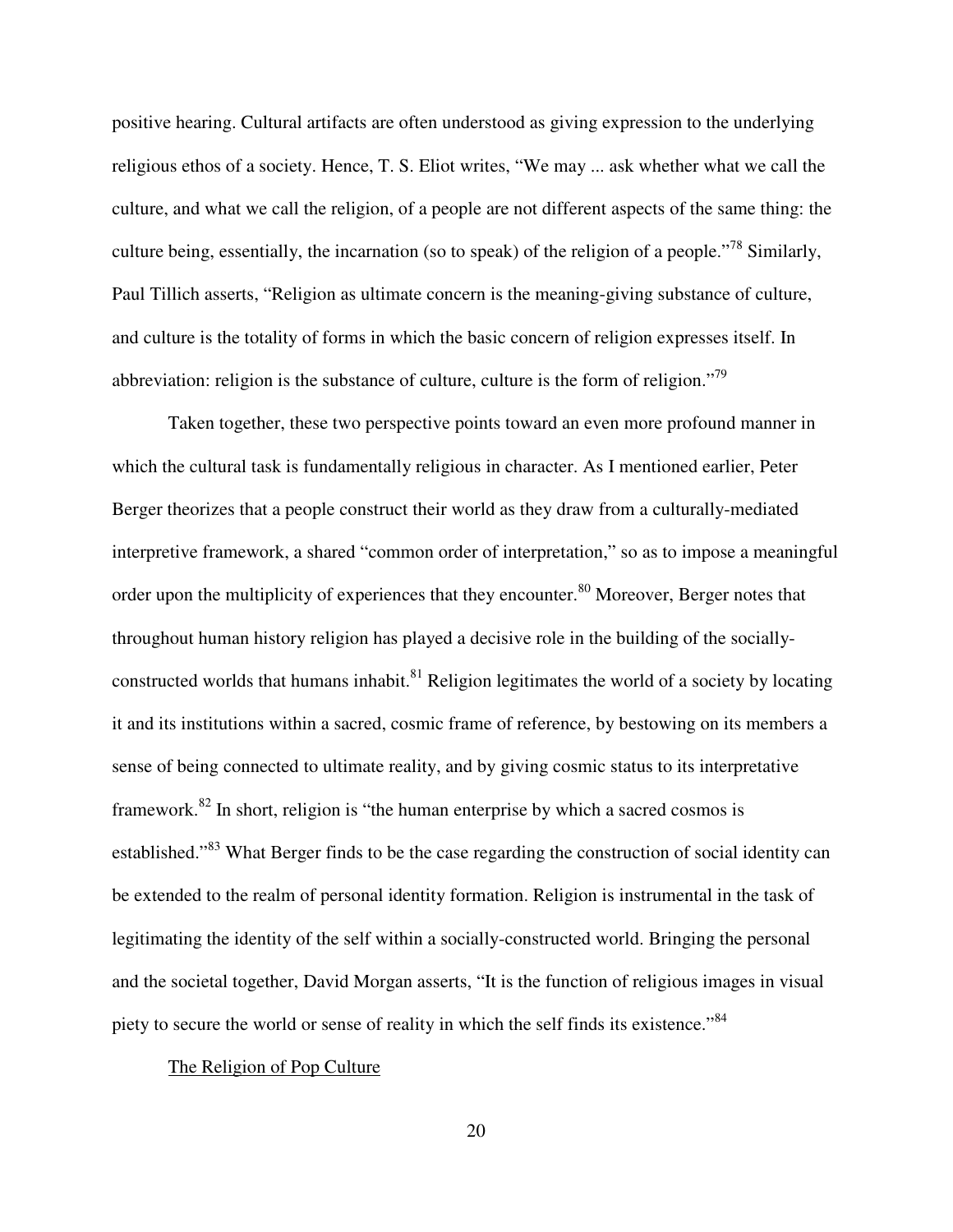positive hearing. Cultural artifacts are often understood as giving expression to the underlying religious ethos of a society. Hence, T. S. Eliot writes, "We may ... ask whether what we call the culture, and what we call the religion, of a people are not different aspects of the same thing: the culture being, essentially, the incarnation (so to speak) of the religion of a people."[78] Similarly, Paul Tillich asserts, "Religion as ultimate concern is the meaning-giving substance of culture, and culture is the totality of forms in which the basic concern of religion expresses itself. In abbreviation: religion is the substance of culture, culture is the form of religion."[79]

Taken together, these two perspective points toward an even more profound manner in which the cultural task is fundamentally religious in character. As I mentioned earlier, Peter Berger theorizes that a people construct their world as they draw from a culturally-mediated interpretive framework, a shared "common order of interpretation," so as to impose a meaningful order upon the multiplicity of experiences that they encounter.[80] Moreover, Berger notes that throughout human history religion has played a decisive role in the building of the socially-constructed worlds that humans inhabit.[81] Religion legitimates the world of a society by locating it and its institutions within a sacred, cosmic frame of reference, by bestowing on its members a sense of being connected to ultimate reality, and by giving cosmic status to its interpretative framework.[82] In short, religion is "the human enterprise by which a sacred cosmos is established."[83] What Berger finds to be the case regarding the construction of social identity can be extended to the realm of personal identity formation. Religion is instrumental in the task of legitimating the identity of the self within a socially-constructed world. Bringing the personal and the societal together, David Morgan asserts, "It is the function of religious images in visual piety to secure the world or sense of reality in which the self finds its existence."[84]

## The Religion of Pop Culture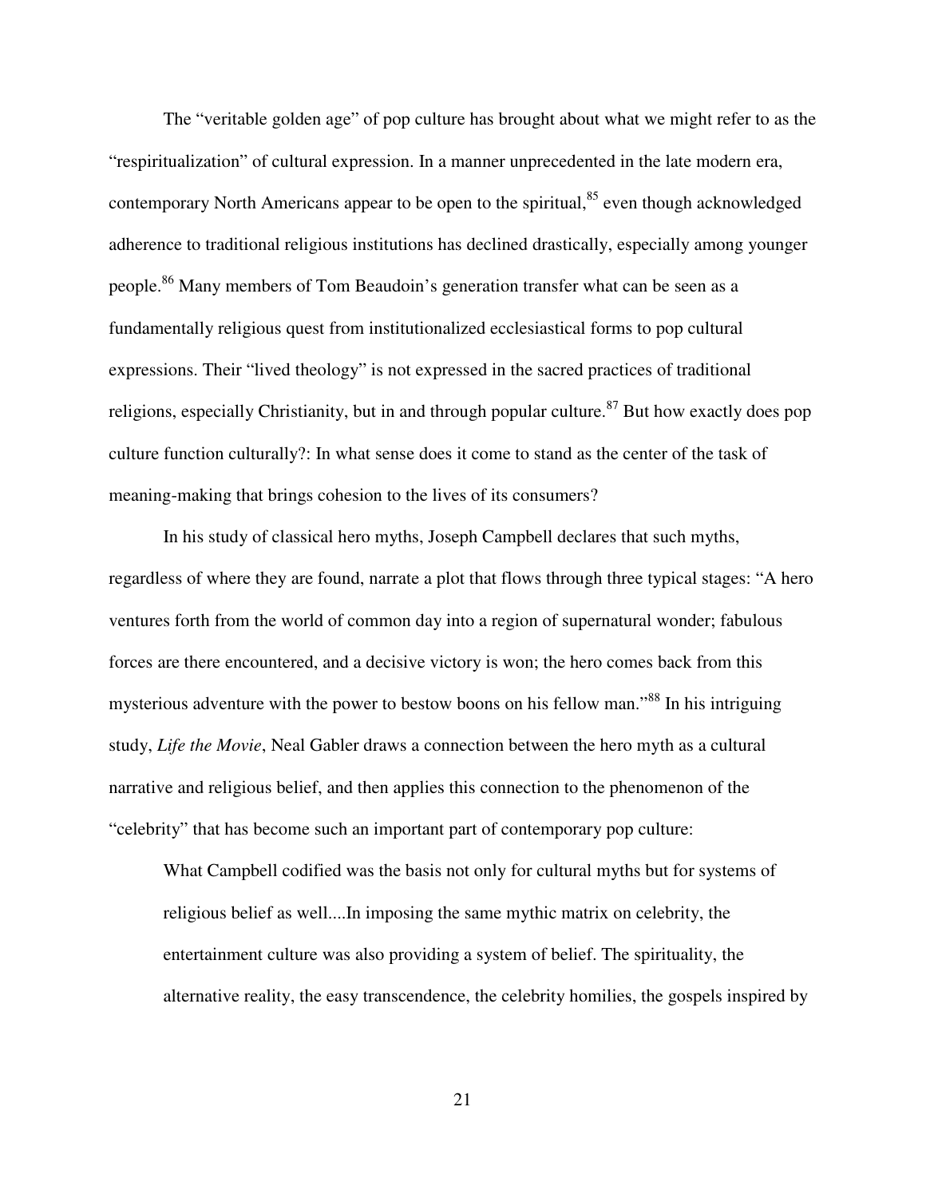The "veritable golden age" of pop culture has brought about what we might refer to as the "respiritualization" of cultural expression. In a manner unprecedented in the late modern era, contemporary North Americans appear to be open to the spiritual,[85] even though acknowledged adherence to traditional religious institutions has declined drastically, especially among younger people.[86] Many members of Tom Beaudoin's generation transfer what can be seen as a fundamentally religious quest from institutionalized ecclesiastical forms to pop cultural expressions. Their "lived theology" is not expressed in the sacred practices of traditional religions, especially Christianity, but in and through popular culture.[87] But how exactly does pop culture function culturally?: In what sense does it come to stand as the center of the task of meaning-making that brings cohesion to the lives of its consumers?

In his study of classical hero myths, Joseph Campbell declares that such myths, regardless of where they are found, narrate a plot that flows through three typical stages: "A hero ventures forth from the world of common day into a region of supernatural wonder; fabulous forces are there encountered, and a decisive victory is won; the hero comes back from this mysterious adventure with the power to bestow boons on his fellow man."[88] In his intriguing study, *Life the Movie*, Neal Gabler draws a connection between the hero myth as a cultural narrative and religious belief, and then applies this connection to the phenomenon of the "celebrity" that has become such an important part of contemporary pop culture:

> What Campbell codified was the basis not only for cultural myths but for systems of religious belief as well....In imposing the same mythic matrix on celebrity, the entertainment culture was also providing a system of belief. The spirituality, the alternative reality, the easy transcendence, the celebrity homilies, the gospels inspired by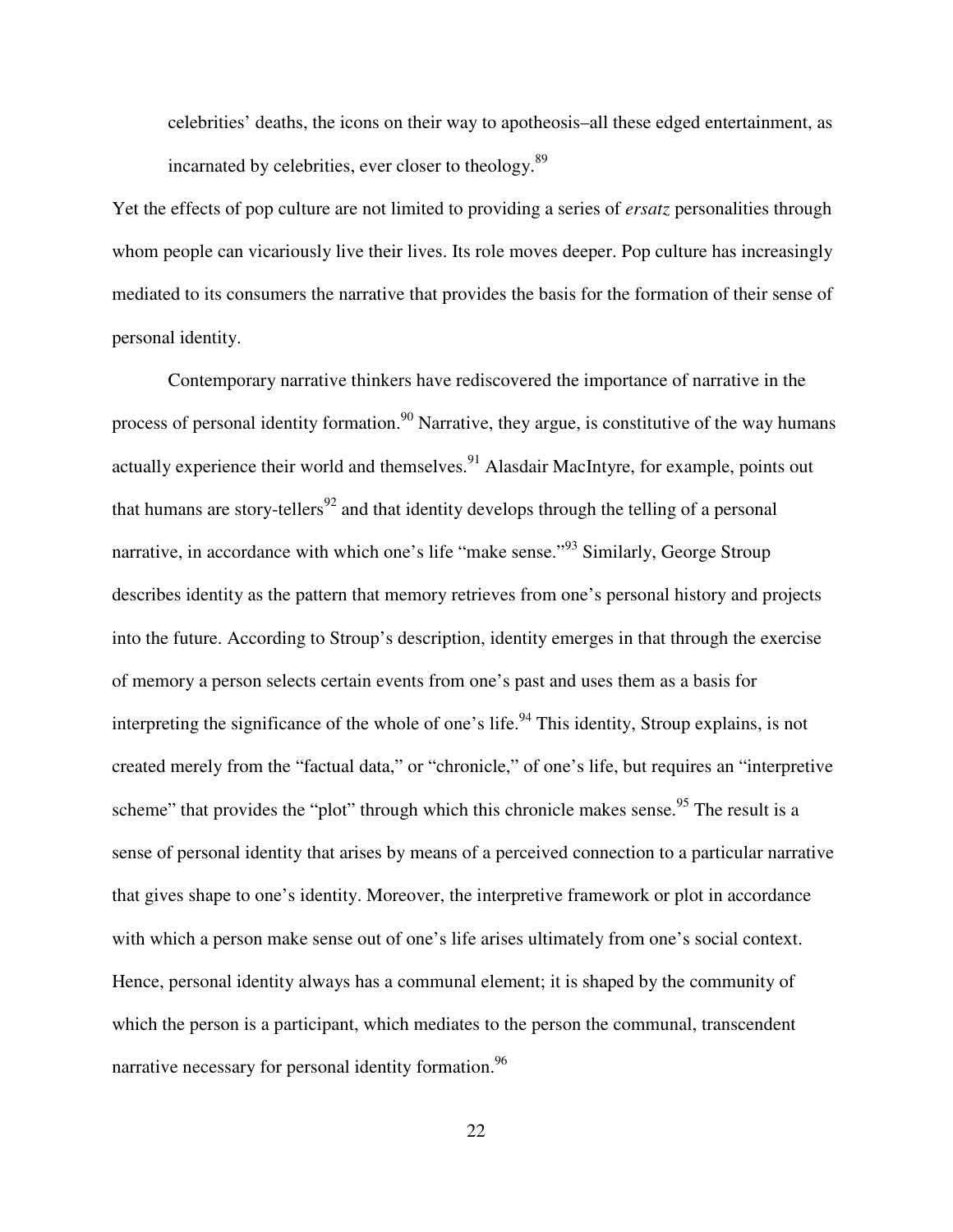celebrities' deaths, the icons on their way to apotheosis–all these edged entertainment, as incarnated by celebrities, ever closer to theology.[89]

Yet the effects of pop culture are not limited to providing a series of *ersatz* personalities through whom people can vicariously live their lives. Its role moves deeper. Pop culture has increasingly mediated to its consumers the narrative that provides the basis for the formation of their sense of personal identity.

Contemporary narrative thinkers have rediscovered the importance of narrative in the process of personal identity formation.[90] Narrative, they argue, is constitutive of the way humans actually experience their world and themselves.[91] Alasdair MacIntyre, for example, points out that humans are story-tellers[92] and that identity develops through the telling of a personal narrative, in accordance with which one's life "make sense."[93] Similarly, George Stroup describes identity as the pattern that memory retrieves from one's personal history and projects into the future. According to Stroup's description, identity emerges in that through the exercise of memory a person selects certain events from one's past and uses them as a basis for interpreting the significance of the whole of one's life.[94] This identity, Stroup explains, is not created merely from the "factual data," or "chronicle," of one's life, but requires an "interpretive scheme" that provides the "plot" through which this chronicle makes sense.[95] The result is a sense of personal identity that arises by means of a perceived connection to a particular narrative that gives shape to one's identity. Moreover, the interpretive framework or plot in accordance with which a person make sense out of one's life arises ultimately from one's social context. Hence, personal identity always has a communal element; it is shaped by the community of which the person is a participant, which mediates to the person the communal, transcendent narrative necessary for personal identity formation.[96]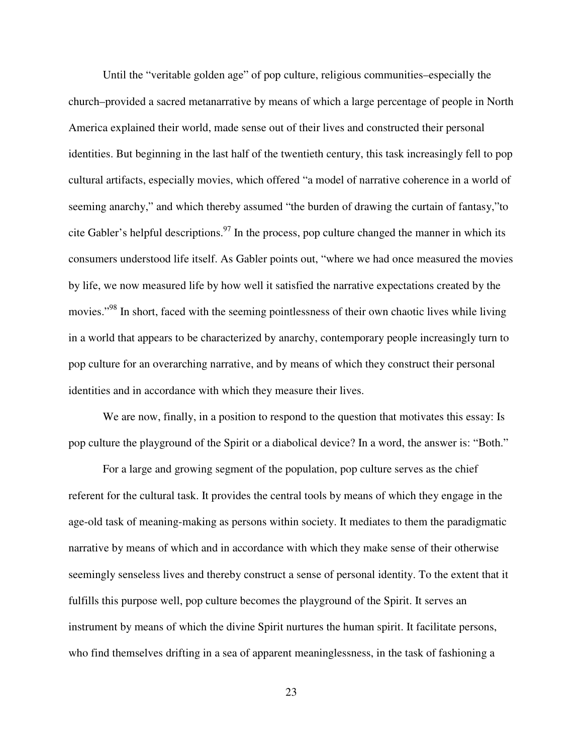Until the "veritable golden age" of pop culture, religious communities–especially the church–provided a sacred metanarrative by means of which a large percentage of people in North America explained their world, made sense out of their lives and constructed their personal identities. But beginning in the last half of the twentieth century, this task increasingly fell to pop cultural artifacts, especially movies, which offered "a model of narrative coherence in a world of seeming anarchy," and which thereby assumed "the burden of drawing the curtain of fantasy,"to cite Gabler's helpful descriptions.[97] In the process, pop culture changed the manner in which its consumers understood life itself. As Gabler points out, "where we had once measured the movies by life, we now measured life by how well it satisfied the narrative expectations created by the movies."[98] In short, faced with the seeming pointlessness of their own chaotic lives while living in a world that appears to be characterized by anarchy, contemporary people increasingly turn to pop culture for an overarching narrative, and by means of which they construct their personal identities and in accordance with which they measure their lives.

We are now, finally, in a position to respond to the question that motivates this essay: Is pop culture the playground of the Spirit or a diabolical device? In a word, the answer is: "Both."

For a large and growing segment of the population, pop culture serves as the chief referent for the cultural task. It provides the central tools by means of which they engage in the age-old task of meaning-making as persons within society. It mediates to them the paradigmatic narrative by means of which and in accordance with which they make sense of their otherwise seemingly senseless lives and thereby construct a sense of personal identity. To the extent that it fulfills this purpose well, pop culture becomes the playground of the Spirit. It serves an instrument by means of which the divine Spirit nurtures the human spirit. It facilitate persons, who find themselves drifting in a sea of apparent meaninglessness, in the task of fashioning a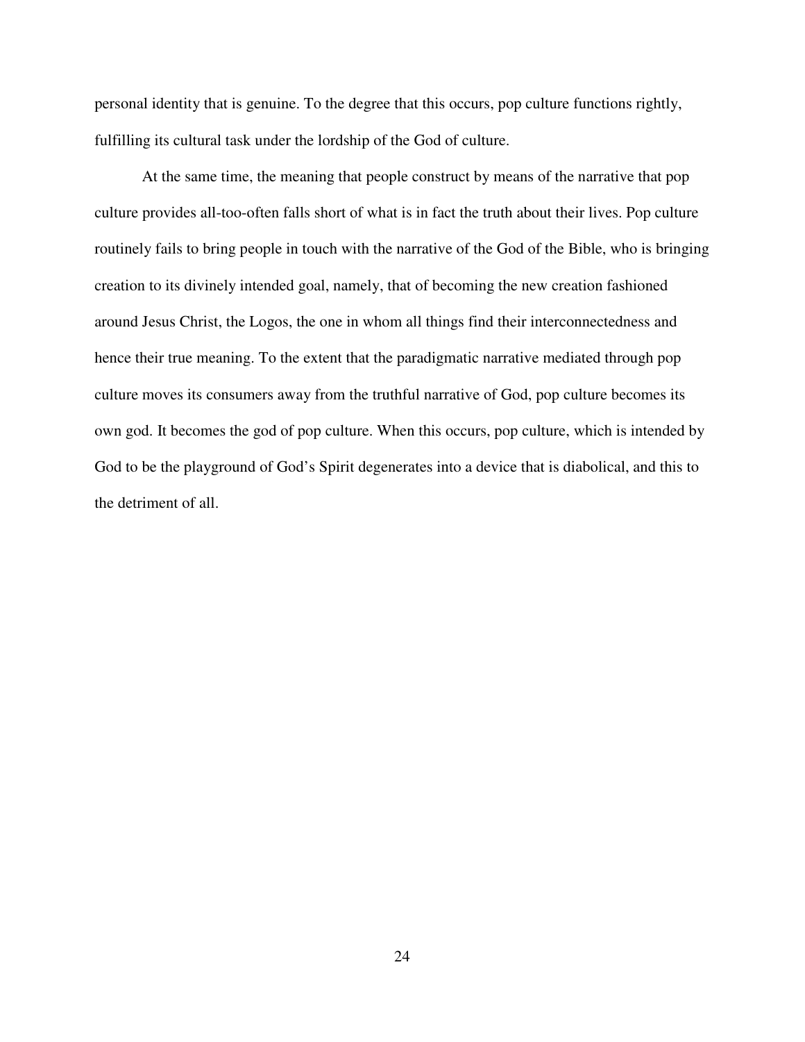personal identity that is genuine. To the degree that this occurs, pop culture functions rightly, fulfilling its cultural task under the lordship of the God of culture.

At the same time, the meaning that people construct by means of the narrative that pop culture provides all-too-often falls short of what is in fact the truth about their lives. Pop culture routinely fails to bring people in touch with the narrative of the God of the Bible, who is bringing creation to its divinely intended goal, namely, that of becoming the new creation fashioned around Jesus Christ, the Logos, the one in whom all things find their interconnectedness and hence their true meaning. To the extent that the paradigmatic narrative mediated through pop culture moves its consumers away from the truthful narrative of God, pop culture becomes its own god. It becomes the god of pop culture. When this occurs, pop culture, which is intended by God to be the playground of God's Spirit degenerates into a device that is diabolical, and this to the detriment of all.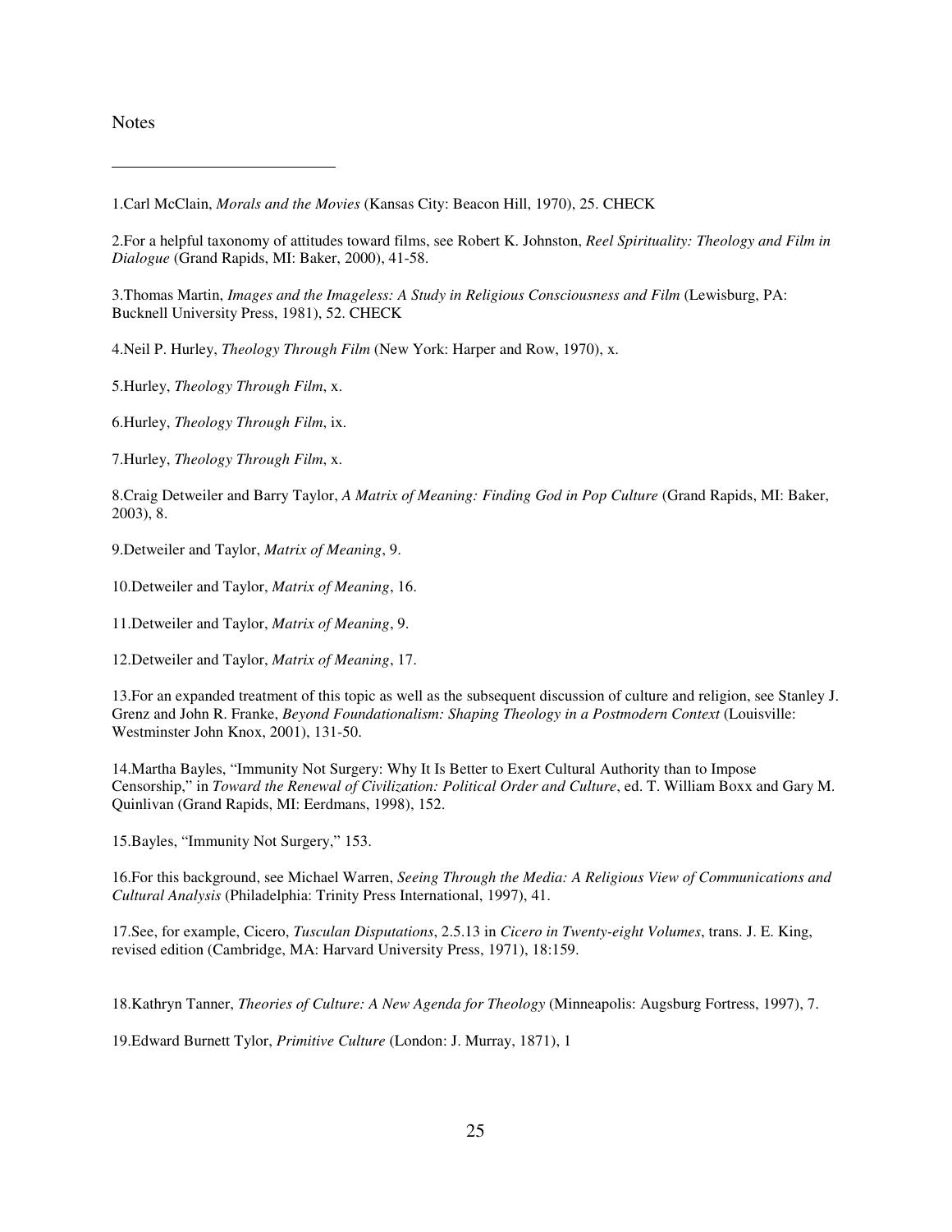Notes

---

1.Carl McClain, *Morals and the Movies* (Kansas City: Beacon Hill, 1970), 25. CHECK

2.For a helpful taxonomy of attitudes toward films, see Robert K. Johnston, *Reel Spirituality: Theology and Film in Dialogue* (Grand Rapids, MI: Baker, 2000), 41-58.

3.Thomas Martin, *Images and the Imageless: A Study in Religious Consciousness and Film* (Lewisburg, PA: Bucknell University Press, 1981), 52. CHECK

4.Neil P. Hurley, *Theology Through Film* (New York: Harper and Row, 1970), x.

5.Hurley, *Theology Through Film*, x.

6.Hurley, *Theology Through Film*, ix.

7.Hurley, *Theology Through Film*, x.

8.Craig Detweiler and Barry Taylor, *A Matrix of Meaning: Finding God in Pop Culture* (Grand Rapids, MI: Baker, 2003), 8.

9.Detweiler and Taylor, *Matrix of Meaning*, 9.

10.Detweiler and Taylor, *Matrix of Meaning*, 16.

11.Detweiler and Taylor, *Matrix of Meaning*, 9.

12.Detweiler and Taylor, *Matrix of Meaning*, 17.

13.For an expanded treatment of this topic as well as the subsequent discussion of culture and religion, see Stanley J. Grenz and John R. Franke, *Beyond Foundationalism: Shaping Theology in a Postmodern Context* (Louisville: Westminster John Knox, 2001), 131-50.

14.Martha Bayles, "Immunity Not Surgery: Why It Is Better to Exert Cultural Authority than to Impose Censorship," in *Toward the Renewal of Civilization: Political Order and Culture*, ed. T. William Boxx and Gary M. Quinlivan (Grand Rapids, MI: Eerdmans, 1998), 152.

15.Bayles, "Immunity Not Surgery," 153.

16.For this background, see Michael Warren, *Seeing Through the Media: A Religious View of Communications and Cultural Analysis* (Philadelphia: Trinity Press International, 1997), 41.

17.See, for example, Cicero, *Tusculan Disputations*, 2.5.13 in *Cicero in Twenty-eight Volumes*, trans. J. E. King, revised edition (Cambridge, MA: Harvard University Press, 1971), 18:159.

18.Kathryn Tanner, *Theories of Culture: A New Agenda for Theology* (Minneapolis: Augsburg Fortress, 1997), 7.

19.Edward Burnett Tylor, *Primitive Culture* (London: J. Murray, 1871), 1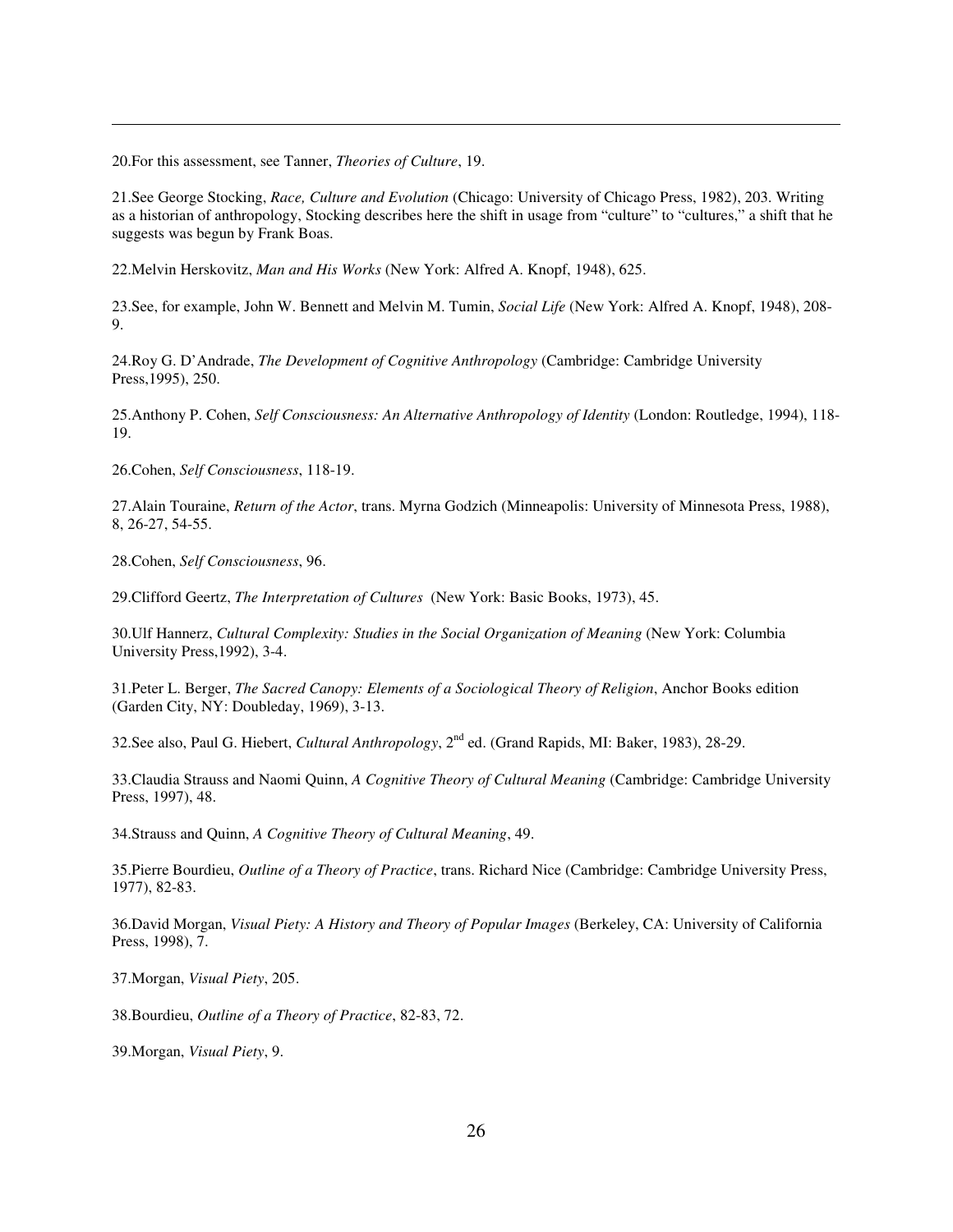20.For this assessment, see Tanner, *Theories of Culture*, 19.

21.See George Stocking, *Race, Culture and Evolution* (Chicago: University of Chicago Press, 1982), 203. Writing as a historian of anthropology, Stocking describes here the shift in usage from "culture" to "cultures," a shift that he suggests was begun by Frank Boas.

22.Melvin Herskovitz, *Man and His Works* (New York: Alfred A. Knopf, 1948), 625.

23.See, for example, John W. Bennett and Melvin M. Tumin, *Social Life* (New York: Alfred A. Knopf, 1948), 208-9.

24.Roy G. D'Andrade, *The Development of Cognitive Anthropology* (Cambridge: Cambridge University Press,1995), 250.

25.Anthony P. Cohen, *Self Consciousness: An Alternative Anthropology of Identity* (London: Routledge, 1994), 118-19.

26.Cohen, *Self Consciousness*, 118-19.

27.Alain Touraine, *Return of the Actor*, trans. Myrna Godzich (Minneapolis: University of Minnesota Press, 1988), 8, 26-27, 54-55.

28.Cohen, *Self Consciousness*, 96.

29.Clifford Geertz, *The Interpretation of Cultures* (New York: Basic Books, 1973), 45.

30.Ulf Hannerz, *Cultural Complexity: Studies in the Social Organization of Meaning* (New York: Columbia University Press,1992), 3-4.

31.Peter L. Berger, *The Sacred Canopy: Elements of a Sociological Theory of Religion*, Anchor Books edition (Garden City, NY: Doubleday, 1969), 3-13.

32.See also, Paul G. Hiebert, *Cultural Anthropology*, 2nd ed. (Grand Rapids, MI: Baker, 1983), 28-29.

33.Claudia Strauss and Naomi Quinn, *A Cognitive Theory of Cultural Meaning* (Cambridge: Cambridge University Press, 1997), 48.

34.Strauss and Quinn, *A Cognitive Theory of Cultural Meaning*, 49.

35.Pierre Bourdieu, *Outline of a Theory of Practice*, trans. Richard Nice (Cambridge: Cambridge University Press, 1977), 82-83.

36.David Morgan, *Visual Piety: A History and Theory of Popular Images* (Berkeley, CA: University of California Press, 1998), 7.

37.Morgan, *Visual Piety*, 205.

38.Bourdieu, *Outline of a Theory of Practice*, 82-83, 72.

39.Morgan, *Visual Piety*, 9.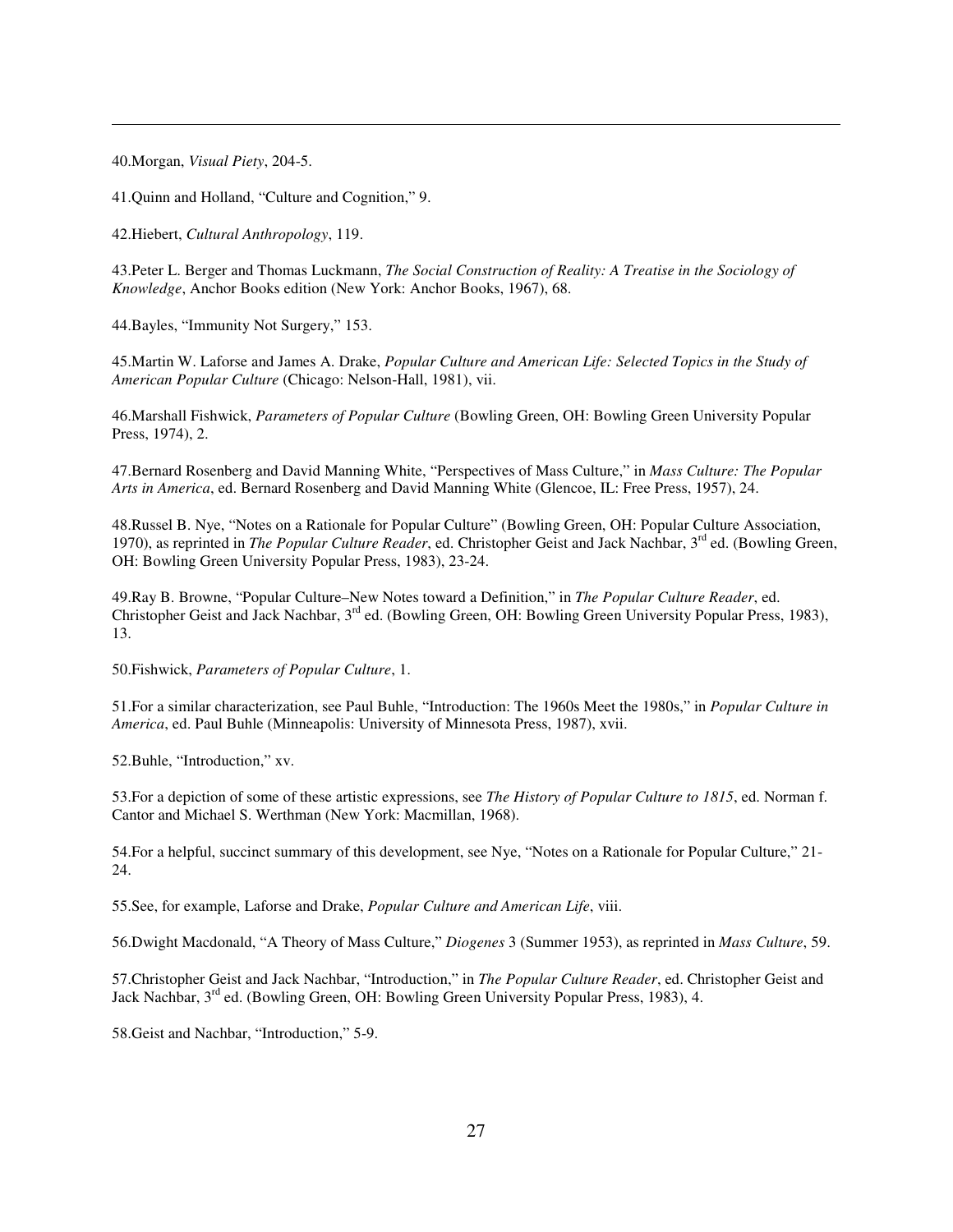40.Morgan, *Visual Piety*, 204-5.

41.Quinn and Holland, "Culture and Cognition," 9.

42.Hiebert, *Cultural Anthropology*, 119.

43.Peter L. Berger and Thomas Luckmann, *The Social Construction of Reality: A Treatise in the Sociology of Knowledge*, Anchor Books edition (New York: Anchor Books, 1967), 68.

44.Bayles, "Immunity Not Surgery," 153.

45.Martin W. Laforse and James A. Drake, *Popular Culture and American Life: Selected Topics in the Study of American Popular Culture* (Chicago: Nelson-Hall, 1981), vii.

46.Marshall Fishwick, *Parameters of Popular Culture* (Bowling Green, OH: Bowling Green University Popular Press, 1974), 2.

47.Bernard Rosenberg and David Manning White, "Perspectives of Mass Culture," in *Mass Culture: The Popular Arts in America*, ed. Bernard Rosenberg and David Manning White (Glencoe, IL: Free Press, 1957), 24.

48.Russel B. Nye, "Notes on a Rationale for Popular Culture" (Bowling Green, OH: Popular Culture Association, 1970), as reprinted in *The Popular Culture Reader*, ed. Christopher Geist and Jack Nachbar, 3rd ed. (Bowling Green, OH: Bowling Green University Popular Press, 1983), 23-24.

49.Ray B. Browne, "Popular Culture–New Notes toward a Definition," in *The Popular Culture Reader*, ed. Christopher Geist and Jack Nachbar, 3rd ed. (Bowling Green, OH: Bowling Green University Popular Press, 1983), 13.

50.Fishwick, *Parameters of Popular Culture*, 1.

51.For a similar characterization, see Paul Buhle, "Introduction: The 1960s Meet the 1980s," in *Popular Culture in America*, ed. Paul Buhle (Minneapolis: University of Minnesota Press, 1987), xvii.

52.Buhle, "Introduction," xv.

53.For a depiction of some of these artistic expressions, see *The History of Popular Culture to 1815*, ed. Norman f. Cantor and Michael S. Werthman (New York: Macmillan, 1968).

54.For a helpful, succinct summary of this development, see Nye, "Notes on a Rationale for Popular Culture," 21-24.

55.See, for example, Laforse and Drake, *Popular Culture and American Life*, viii.

56.Dwight Macdonald, "A Theory of Mass Culture," *Diogenes* 3 (Summer 1953), as reprinted in *Mass Culture*, 59.

57.Christopher Geist and Jack Nachbar, "Introduction," in *The Popular Culture Reader*, ed. Christopher Geist and Jack Nachbar, 3rd ed. (Bowling Green, OH: Bowling Green University Popular Press, 1983), 4.

58.Geist and Nachbar, "Introduction," 5-9.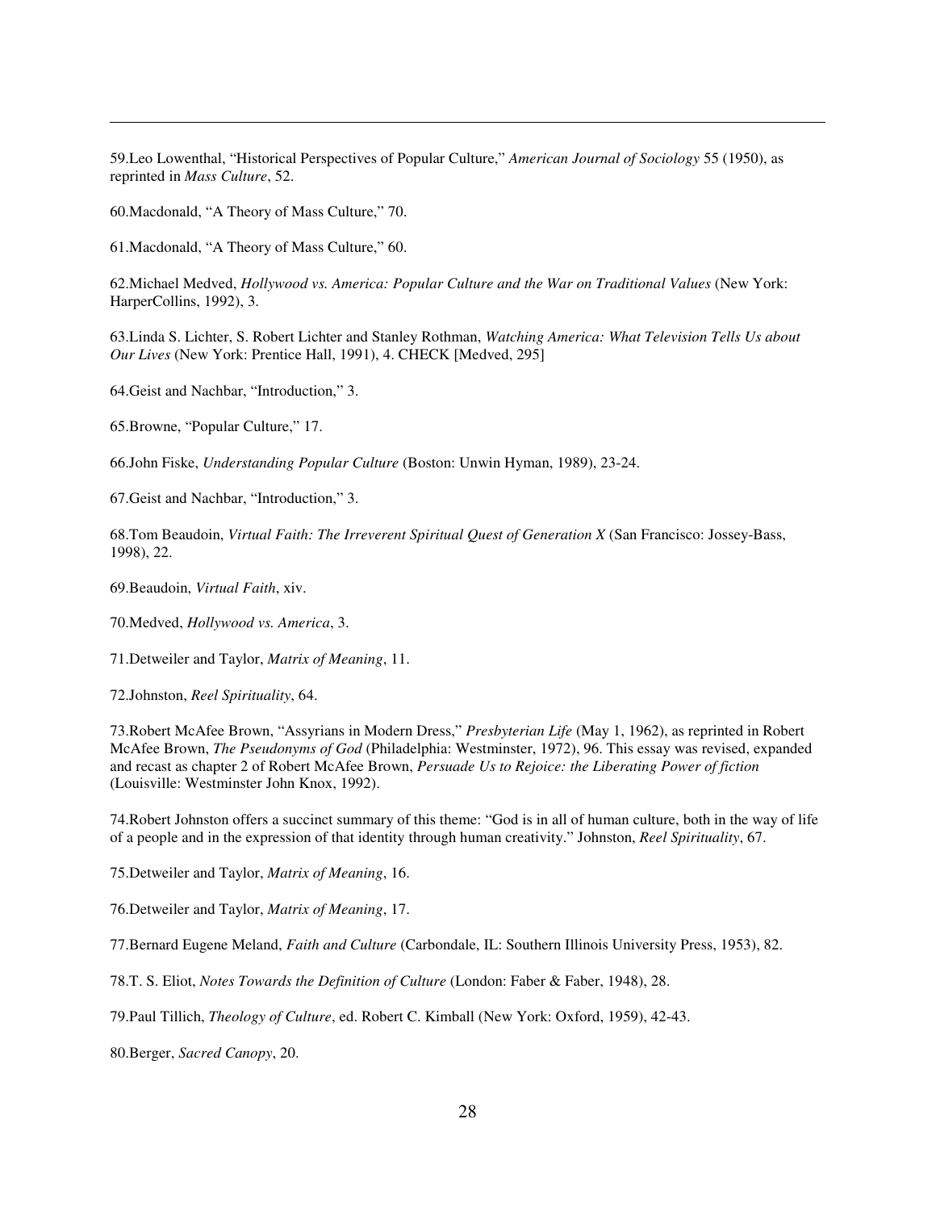59.Leo Lowenthal, "Historical Perspectives of Popular Culture," *American Journal of Sociology* 55 (1950), as reprinted in *Mass Culture*, 52.

60.Macdonald, "A Theory of Mass Culture," 70.

61.Macdonald, "A Theory of Mass Culture," 60.

62.Michael Medved, *Hollywood vs. America: Popular Culture and the War on Traditional Values* (New York: HarperCollins, 1992), 3.

63.Linda S. Lichter, S. Robert Lichter and Stanley Rothman, *Watching America: What Television Tells Us about Our Lives* (New York: Prentice Hall, 1991), 4. CHECK [Medved, 295]

64.Geist and Nachbar, "Introduction," 3.

65.Browne, "Popular Culture," 17.

66.John Fiske, *Understanding Popular Culture* (Boston: Unwin Hyman, 1989), 23-24.

67.Geist and Nachbar, "Introduction," 3.

68.Tom Beaudoin, *Virtual Faith: The Irreverent Spiritual Quest of Generation X* (San Francisco: Jossey-Bass, 1998), 22.

69.Beaudoin, *Virtual Faith*, xiv.

70.Medved, *Hollywood vs. America*, 3.

71.Detweiler and Taylor, *Matrix of Meaning*, 11.

72.Johnston, *Reel Spirituality*, 64.

73.Robert McAfee Brown, "Assyrians in Modern Dress," *Presbyterian Life* (May 1, 1962), as reprinted in Robert McAfee Brown, *The Pseudonyms of God* (Philadelphia: Westminster, 1972), 96. This essay was revised, expanded and recast as chapter 2 of Robert McAfee Brown, *Persuade Us to Rejoice: the Liberating Power of fiction* (Louisville: Westminster John Knox, 1992).

74.Robert Johnston offers a succinct summary of this theme: "God is in all of human culture, both in the way of life of a people and in the expression of that identity through human creativity." Johnston, *Reel Spirituality*, 67.

75.Detweiler and Taylor, *Matrix of Meaning*, 16.

76.Detweiler and Taylor, *Matrix of Meaning*, 17.

77.Bernard Eugene Meland, *Faith and Culture* (Carbondale, IL: Southern Illinois University Press, 1953), 82.

78.T. S. Eliot, *Notes Towards the Definition of Culture* (London: Faber & Faber, 1948), 28.

79.Paul Tillich, *Theology of Culture*, ed. Robert C. Kimball (New York: Oxford, 1959), 42-43.

80.Berger, *Sacred Canopy*, 20.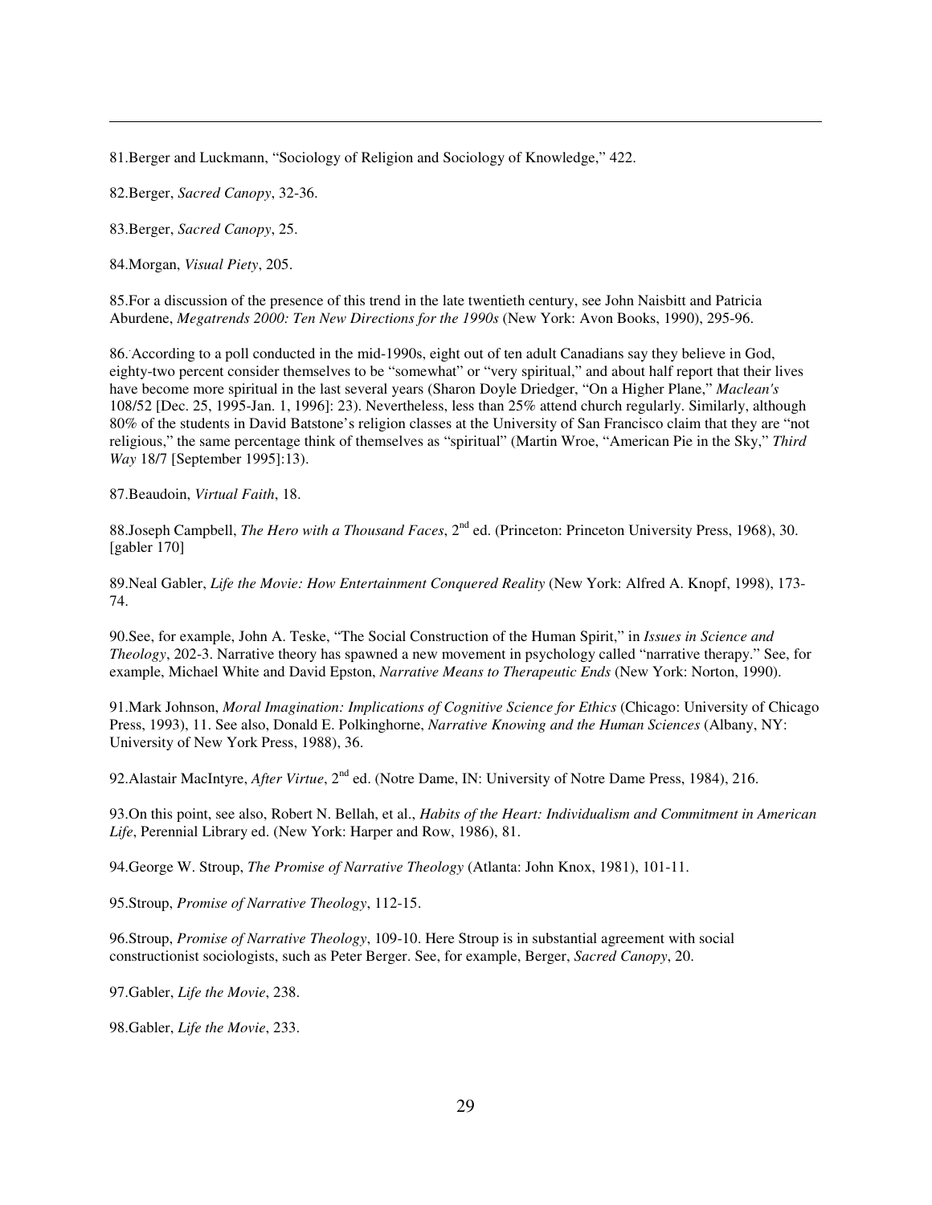81.Berger and Luckmann, "Sociology of Religion and Sociology of Knowledge," 422.

82.Berger, *Sacred Canopy*, 32-36.

83.Berger, *Sacred Canopy*, 25.

84.Morgan, *Visual Piety*, 205.

85.For a discussion of the presence of this trend in the late twentieth century, see John Naisbitt and Patricia Aburdene, *Megatrends 2000: Ten New Directions for the 1990s* (New York: Avon Books, 1990), 295-96.

86.According to a poll conducted in the mid-1990s, eight out of ten adult Canadians say they believe in God, eighty-two percent consider themselves to be "somewhat" or "very spiritual," and about half report that their lives have become more spiritual in the last several years (Sharon Doyle Driedger, "On a Higher Plane," *Maclean's* 108/52 [Dec. 25, 1995-Jan. 1, 1996]: 23). Nevertheless, less than 25% attend church regularly. Similarly, although 80% of the students in David Batstone's religion classes at the University of San Francisco claim that they are "not religious," the same percentage think of themselves as "spiritual" (Martin Wroe, "American Pie in the Sky," *Third Way* 18/7 [September 1995]:13).

87.Beaudoin, *Virtual Faith*, 18.

88.Joseph Campbell, *The Hero with a Thousand Faces*, 2nd ed. (Princeton: Princeton University Press, 1968), 30. [gabler 170]

89.Neal Gabler, *Life the Movie: How Entertainment Conquered Reality* (New York: Alfred A. Knopf, 1998), 173-74.

90.See, for example, John A. Teske, "The Social Construction of the Human Spirit," in *Issues in Science and Theology*, 202-3. Narrative theory has spawned a new movement in psychology called "narrative therapy." See, for example, Michael White and David Epston, *Narrative Means to Therapeutic Ends* (New York: Norton, 1990).

91.Mark Johnson, *Moral Imagination: Implications of Cognitive Science for Ethics* (Chicago: University of Chicago Press, 1993), 11. See also, Donald E. Polkinghorne, *Narrative Knowing and the Human Sciences* (Albany, NY: University of New York Press, 1988), 36.

92.Alastair MacIntyre, *After Virtue*, 2nd ed. (Notre Dame, IN: University of Notre Dame Press, 1984), 216.

93.On this point, see also, Robert N. Bellah, et al., *Habits of the Heart: Individualism and Commitment in American Life*, Perennial Library ed. (New York: Harper and Row, 1986), 81.

94.George W. Stroup, *The Promise of Narrative Theology* (Atlanta: John Knox, 1981), 101-11.

95.Stroup, *Promise of Narrative Theology*, 112-15.

96.Stroup, *Promise of Narrative Theology*, 109-10. Here Stroup is in substantial agreement with social constructionist sociologists, such as Peter Berger. See, for example, Berger, *Sacred Canopy*, 20.

97.Gabler, *Life the Movie*, 238.

98.Gabler, *Life the Movie*, 233.